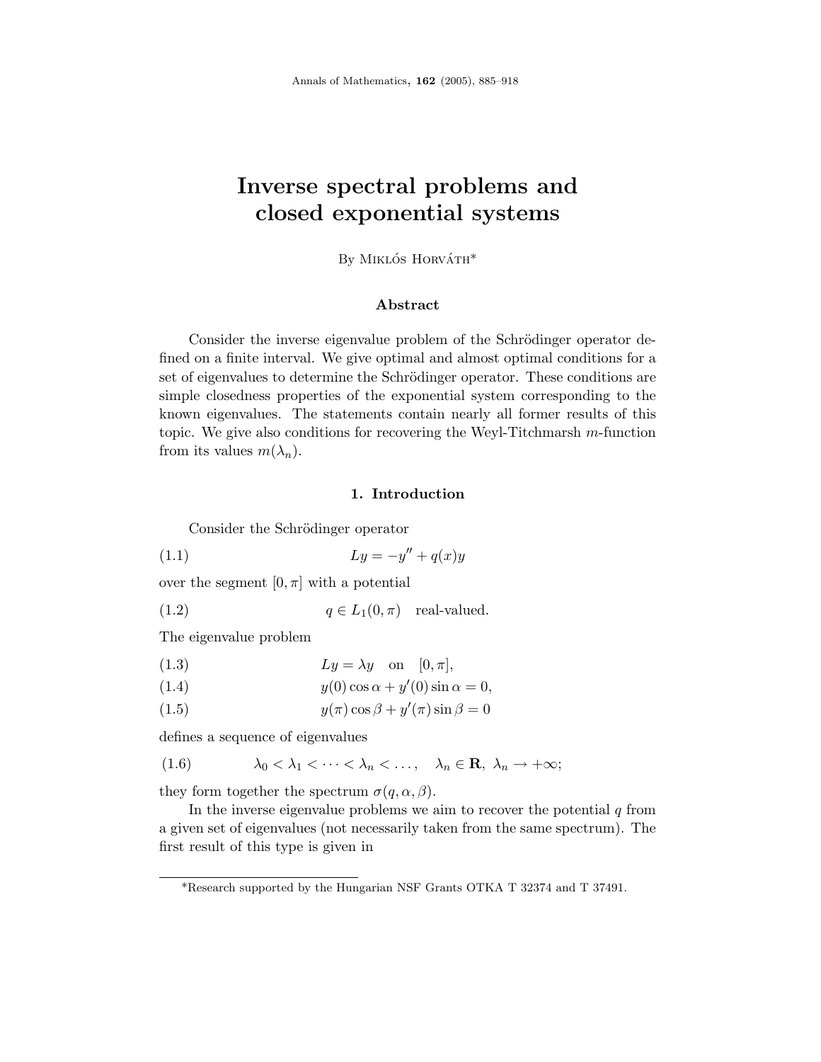# Inverse spectral problems and closed exponential systems

By Miklós Horváth*

### Abstract

Consider the inverse eigenvalue problem of the Schrödinger operator defined on a finite interval. We give optimal and almost optimal conditions for a set of eigenvalues to determine the Schrödinger operator. These conditions are simple closedness properties of the exponential system corresponding to the known eigenvalues. The statements contain nearly all former results of this topic. We give also conditions for recovering the Weyl-Titchmarsh $m$-function from its values $m(\lambda_n)$.

## 1. Introduction

Consider the Schrödinger operator

$$Ly = -y'' + q(x)y \tag{1.1}$$

over the segment $[0, \pi]$ with a potential

$$q \in L_1(0, \pi) \quad \text{real-valued.} \tag{1.2}$$

The eigenvalue problem

$$Ly = \lambda y \quad \text{on} \quad [0, \pi], \tag{1.3}$$

$$y(0)\cos\alpha + y'(0)\sin\alpha = 0, \tag{1.4}$$

$$y(\pi)\cos\beta + y'(\pi)\sin\beta = 0 \tag{1.5}$$

defines a sequence of eigenvalues

$$\lambda_0 < \lambda_1 < \cdots < \lambda_n < \dots, \quad \lambda_n \in \mathbf{R}, \ \lambda_n \to +\infty; \tag{1.6}$$

they form together the spectrum $\sigma(q, \alpha, \beta)$.

In the inverse eigenvalue problems we aim to recover the potential $q$ from a given set of eigenvalues (not necessarily taken from the same spectrum). The first result of this type is given in

---

*Research supported by the Hungarian NSF Grants OTKA T 32374 and T 37491.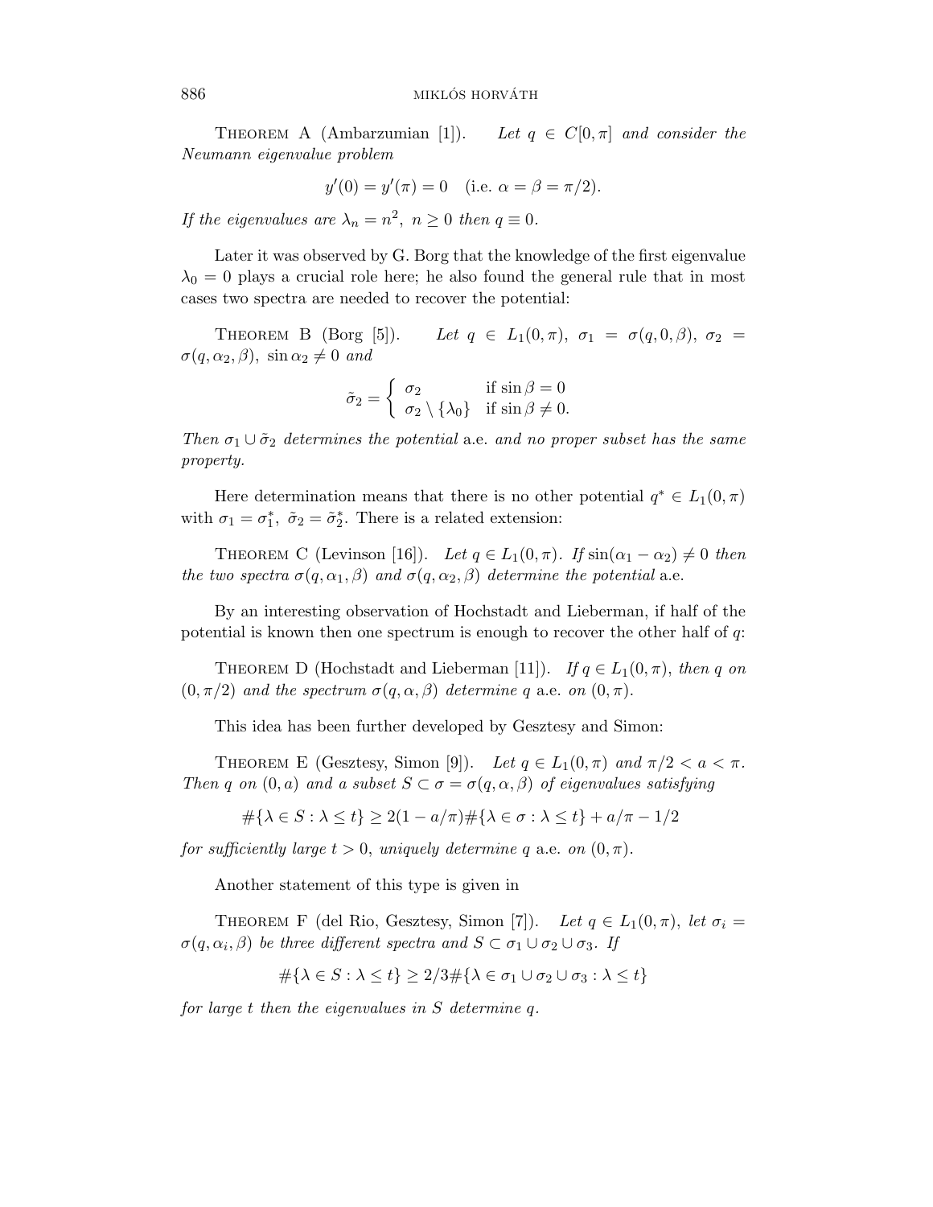Theorem A (Ambarzumian [1]). *Let $q \in C[0,\pi]$ and consider the Neumann eigenvalue problem*

$$y'(0) = y'(\pi) = 0 \quad \text{(i.e. } \alpha = \beta = \pi/2\text{)}.$$

*If the eigenvalues are $\lambda_n = n^2,\ n \geq 0$ then $q \equiv 0$.*

Later it was observed by G. Borg that the knowledge of the first eigenvalue $\lambda_0 = 0$ plays a crucial role here; he also found the general rule that in most cases two spectra are needed to recover the potential:

Theorem B (Borg [5]). *Let $q \in L_1(0,\pi),\ \sigma_1 = \sigma(q, 0, \beta),\ \sigma_2 = \sigma(q, \alpha_2, \beta),\ \sin\alpha_2 \neq 0$ and*

$$\tilde{\sigma}_2 = \begin{cases} \sigma_2 & \text{if } \sin\beta = 0 \\ \sigma_2 \setminus \{\lambda_0\} & \text{if } \sin\beta \neq 0. \end{cases}$$

*Then $\sigma_1 \cup \tilde{\sigma}_2$ determines the potential* a.e. *and no proper subset has the same property.*

Here determination means that there is no other potential $q^* \in L_1(0,\pi)$ with $\sigma_1 = \sigma_1^*,\ \tilde{\sigma}_2 = \tilde{\sigma}_2^*$. There is a related extension:

Theorem C (Levinson [16]). *Let $q \in L_1(0,\pi)$. If $\sin(\alpha_1 - \alpha_2) \neq 0$ then the two spectra $\sigma(q, \alpha_1, \beta)$ and $\sigma(q, \alpha_2, \beta)$ determine the potential* a.e.

By an interesting observation of Hochstadt and Lieberman, if half of the potential is known then one spectrum is enough to recover the other half of $q$:

Theorem D (Hochstadt and Lieberman [11]). *If $q \in L_1(0,\pi)$, then $q$ on $(0, \pi/2)$ and the spectrum $\sigma(q, \alpha, \beta)$ determine $q$* a.e. *on $(0,\pi)$.*

This idea has been further developed by Gesztesy and Simon:

Theorem E (Gesztesy, Simon [9]). *Let $q \in L_1(0,\pi)$ and $\pi/2 < a < \pi$. Then $q$ on $(0, a)$ and a subset $S \subset \sigma = \sigma(q, \alpha, \beta)$ of eigenvalues satisfying*

$$\#\{\lambda \in S : \lambda \leq t\} \geq 2(1 - a/\pi)\#\{\lambda \in \sigma : \lambda \leq t\} + a/\pi - 1/2$$

*for sufficiently large $t > 0$, uniquely determine $q$* a.e. *on $(0,\pi)$.*

Another statement of this type is given in

Theorem F (del Rio, Gesztesy, Simon [7]). *Let $q \in L_1(0,\pi)$, let $\sigma_i = \sigma(q, \alpha_i, \beta)$ be three different spectra and $S \subset \sigma_1 \cup \sigma_2 \cup \sigma_3$. If*

$$\#\{\lambda \in S : \lambda \leq t\} \geq 2/3\#\{\lambda \in \sigma_1 \cup \sigma_2 \cup \sigma_3 : \lambda \leq t\}$$

*for large $t$ then the eigenvalues in $S$ determine $q$.*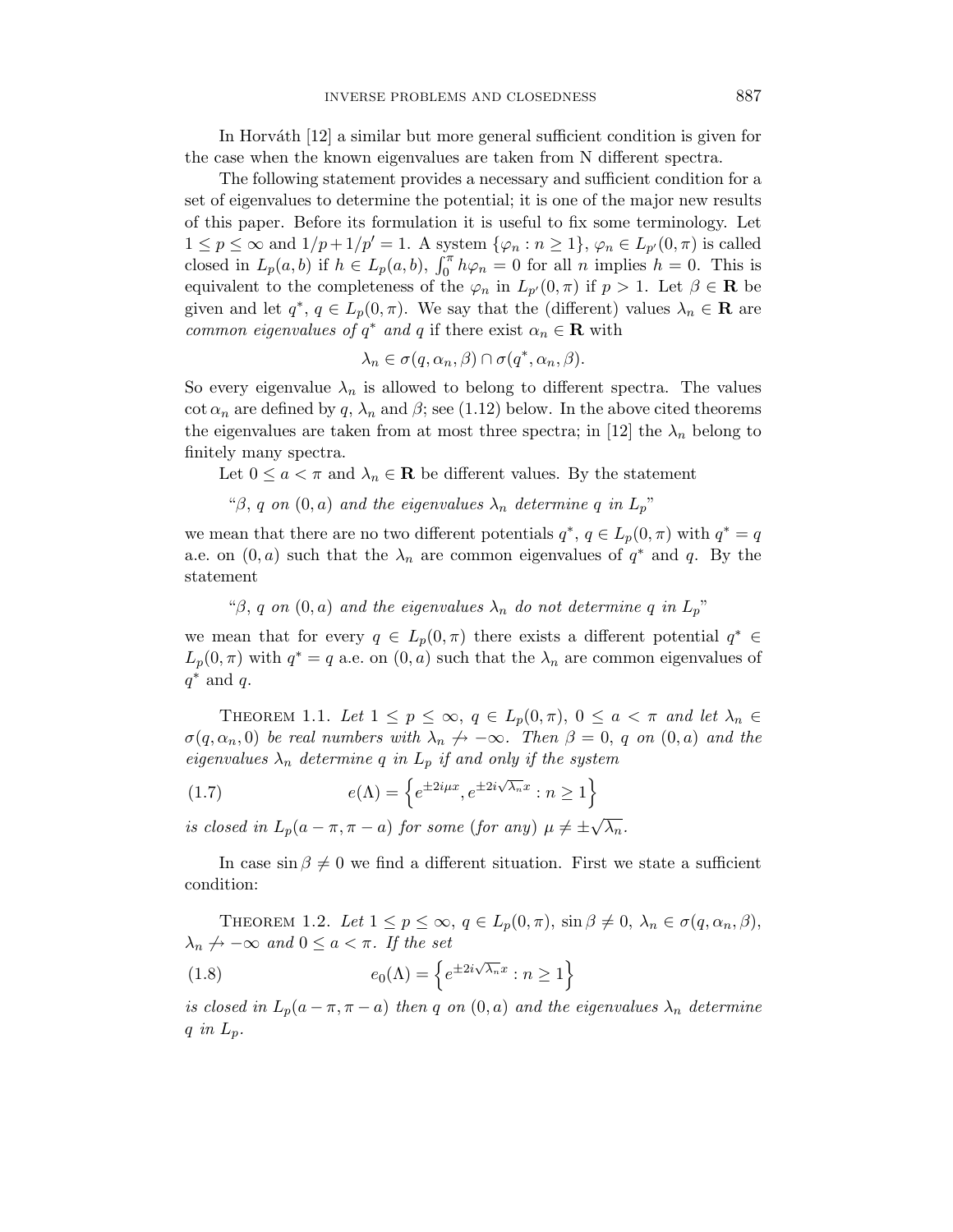In Horváth [12] a similar but more general sufficient condition is given for the case when the known eigenvalues are taken from N different spectra.

The following statement provides a necessary and sufficient condition for a set of eigenvalues to determine the potential; it is one of the major new results of this paper. Before its formulation it is useful to fix some terminology. Let $1 \le p \le \infty$ and $1/p + 1/p' = 1$. A system $\{\varphi_n : n \ge 1\}$, $\varphi_n \in L_{p'}(0,\pi)$ is called closed in $L_p(a,b)$ if $h \in L_p(a,b)$, $\int_0^\pi h\varphi_n = 0$ for all $n$ implies $h = 0$. This is equivalent to the completeness of the $\varphi_n$ in $L_{p'}(0,\pi)$ if $p > 1$. Let $\beta \in \mathbf{R}$ be given and let $q^*$, $q \in L_p(0,\pi)$. We say that the (different) values $\lambda_n \in \mathbf{R}$ are *common eigenvalues of* $q^*$ *and* $q$ if there exist $\alpha_n \in \mathbf{R}$ with

$$\lambda_n \in \sigma(q, \alpha_n, \beta) \cap \sigma(q^*, \alpha_n, \beta).$$

So every eigenvalue $\lambda_n$ is allowed to belong to different spectra. The values $\cot \alpha_n$ are defined by $q$, $\lambda_n$ and $\beta$; see (1.12) below. In the above cited theorems the eigenvalues are taken from at most three spectra; in [12] the $\lambda_n$ belong to finitely many spectra.

Let $0 \le a < \pi$ and $\lambda_n \in \mathbf{R}$ be different values. By the statement

"*$\beta$, $q$ on $(0,a)$ and the eigenvalues $\lambda_n$ determine $q$ in $L_p$*"

we mean that there are no two different potentials $q^*$, $q \in L_p(0,\pi)$ with $q^* = q$ a.e. on $(0,a)$ such that the $\lambda_n$ are common eigenvalues of $q^*$ and $q$. By the statement

"*$\beta$, $q$ on $(0,a)$ and the eigenvalues $\lambda_n$ do not determine $q$ in $L_p$*"

we mean that for every $q \in L_p(0,\pi)$ there exists a different potential $q^* \in L_p(0,\pi)$ with $q^* = q$ a.e. on $(0,a)$ such that the $\lambda_n$ are common eigenvalues of $q^*$ and $q$.

THEOREM 1.1. *Let $1 \le p \le \infty$, $q \in L_p(0,\pi)$, $0 \le a < \pi$ and let $\lambda_n \in \sigma(q, \alpha_n, 0)$ be real numbers with $\lambda_n \not\to -\infty$. Then $\beta = 0$, $q$ on $(0,a)$ and the eigenvalues $\lambda_n$ determine $q$ in $L_p$ if and only if the system*

$$e(\Lambda) = \left\{ e^{\pm 2i\mu x}, e^{\pm 2i\sqrt{\lambda_n}x} : n \ge 1 \right\} \tag{1.7}$$

*is closed in $L_p(a-\pi, \pi-a)$ for some (for any) $\mu \ne \pm\sqrt{\lambda_n}$.*

In case $\sin\beta \ne 0$ we find a different situation. First we state a sufficient condition:

THEOREM 1.2. *Let $1 \le p \le \infty$, $q \in L_p(0,\pi)$, $\sin\beta \ne 0$, $\lambda_n \in \sigma(q, \alpha_n, \beta)$, $\lambda_n \not\to -\infty$ and $0 \le a < \pi$. If the set*

$$e_0(\Lambda) = \left\{ e^{\pm 2i\sqrt{\lambda_n}x} : n \ge 1 \right\} \tag{1.8}$$

*is closed in $L_p(a-\pi, \pi-a)$ then $q$ on $(0,a)$ and the eigenvalues $\lambda_n$ determine $q$ in $L_p$.*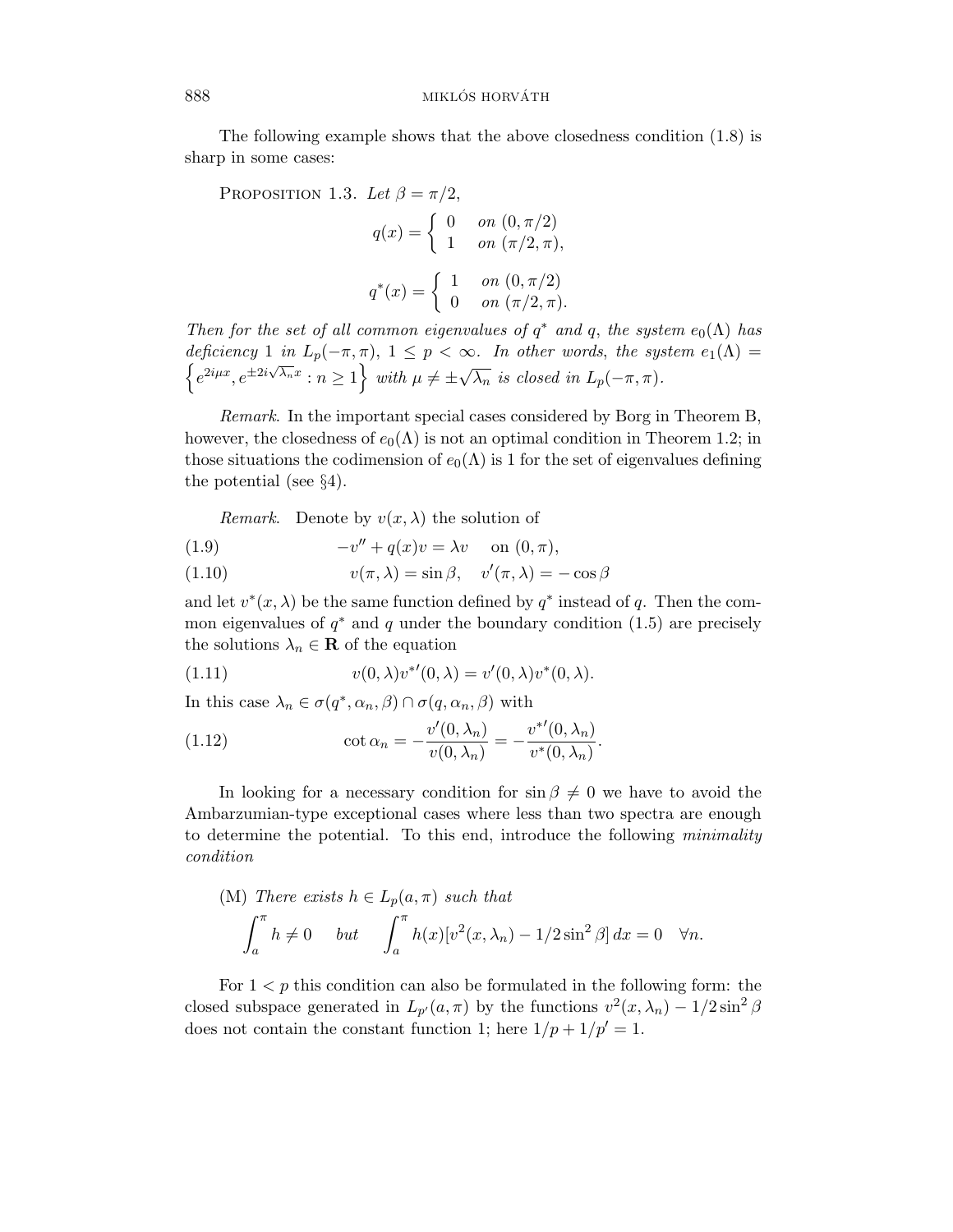The following example shows that the above closedness condition (1.8) is sharp in some cases:

PROPOSITION 1.3. *Let* $\beta = \pi/2$,

$$q(x) = \begin{cases} 0 & \text{on } (0, \pi/2) \\ 1 & \text{on } (\pi/2, \pi), \end{cases}$$

$$q^*(x) = \begin{cases} 1 & \text{on } (0, \pi/2) \\ 0 & \text{on } (\pi/2, \pi). \end{cases}$$

*Then for the set of all common eigenvalues of* $q^*$ *and* $q$, *the system* $e_0(\Lambda)$ *has deficiency* 1 *in* $L_p(-\pi, \pi)$, $1 \le p < \infty$. *In other words, the system* $e_1(\Lambda) = \left\{e^{2i\mu x}, e^{\pm 2i\sqrt{\lambda_n}x} : n \ge 1\right\}$ *with* $\mu \ne \pm\sqrt{\lambda_n}$ *is closed in* $L_p(-\pi, \pi)$.

*Remark*. In the important special cases considered by Borg in Theorem B, however, the closedness of $e_0(\Lambda)$ is not an optimal condition in Theorem 1.2; in those situations the codimension of $e_0(\Lambda)$ is 1 for the set of eigenvalues defining the potential (see §4).

*Remark*. Denote by $v(x, \lambda)$ the solution of

$$-v'' + q(x)v = \lambda v \quad \text{ on } (0, \pi), \tag{1.9}$$

$$v(\pi, \lambda) = \sin\beta, \quad v'(\pi, \lambda) = -\cos\beta \tag{1.10}$$

and let $v^*(x, \lambda)$ be the same function defined by $q^*$ instead of $q$. Then the common eigenvalues of $q^*$ and $q$ under the boundary condition (1.5) are precisely the solutions $\lambda_n \in \mathbf{R}$ of the equation

$$v(0, \lambda)v^{*\prime}(0, \lambda) = v'(0, \lambda)v^*(0, \lambda). \tag{1.11}$$

In this case $\lambda_n \in \sigma(q^*, \alpha_n, \beta) \cap \sigma(q, \alpha_n, \beta)$ with

$$\cot\alpha_n = -\frac{v'(0, \lambda_n)}{v(0, \lambda_n)} = -\frac{v^{*\prime}(0, \lambda_n)}{v^*(0, \lambda_n)}. \tag{1.12}$$

In looking for a necessary condition for $\sin\beta \ne 0$ we have to avoid the Ambarzumian-type exceptional cases where less than two spectra are enough to determine the potential. To this end, introduce the following *minimality condition*

(M) *There exists* $h \in L_p(a, \pi)$ *such that*

$$\int_a^\pi h \ne 0 \quad \text{ but } \quad \int_a^\pi h(x)[v^2(x, \lambda_n) - 1/2\sin^2\beta]\,dx = 0 \quad \forall n.$$

For $1 < p$ this condition can also be formulated in the following form: the closed subspace generated in $L_{p'}(a, \pi)$ by the functions $v^2(x, \lambda_n) - 1/2\sin^2\beta$ does not contain the constant function 1; here $1/p + 1/p' = 1$.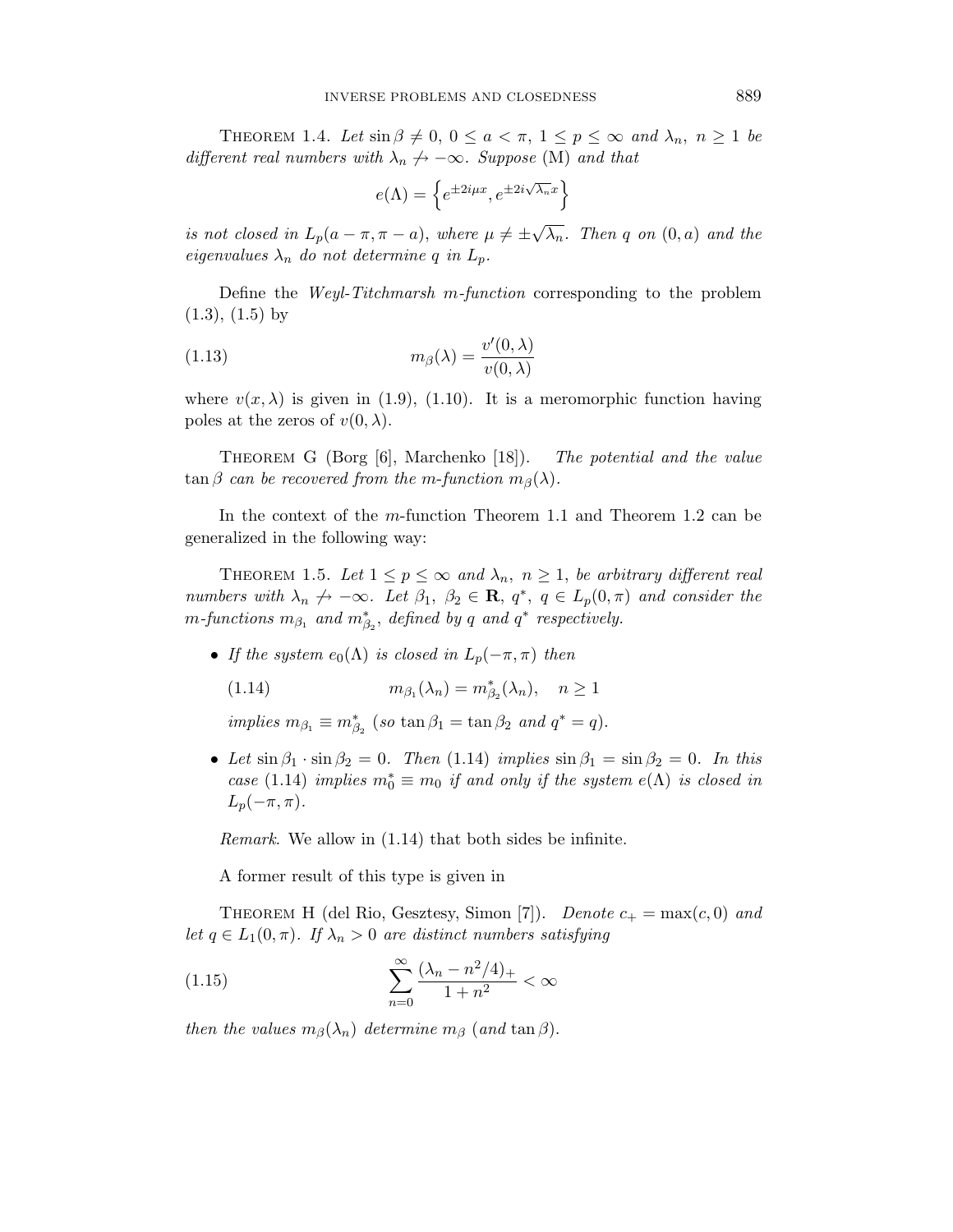Theorem 1.4. *Let $\sin\beta \neq 0$, $0 \leq a < \pi$, $1 \leq p \leq \infty$ and $\lambda_n$, $n \geq 1$ be different real numbers with $\lambda_n \not\to -\infty$. Suppose* (M) *and that*

$$e(\Lambda) = \left\{ e^{\pm 2i\mu x}, e^{\pm 2i\sqrt{\lambda_n} x} \right\}$$

*is not closed in $L_p(a-\pi, \pi-a)$, where $\mu \neq \pm\sqrt{\lambda_n}$. Then $q$ on $(0,a)$ and the eigenvalues $\lambda_n$ do not determine $q$ in $L_p$.*

Define the *Weyl-Titchmarsh m-function* corresponding to the problem (1.3), (1.5) by

$$m_\beta(\lambda) = \frac{v'(0,\lambda)}{v(0,\lambda)} \tag{1.13}$$

where $v(x,\lambda)$ is given in (1.9), (1.10). It is a meromorphic function having poles at the zeros of $v(0,\lambda)$.

Theorem G (Borg [6], Marchenko [18]). *The potential and the value $\tan\beta$ can be recovered from the m-function $m_\beta(\lambda)$.*

In the context of the $m$-function Theorem 1.1 and Theorem 1.2 can be generalized in the following way:

Theorem 1.5. *Let $1 \leq p \leq \infty$ and $\lambda_n$, $n \geq 1$, be arbitrary different real numbers with $\lambda_n \not\to -\infty$. Let $\beta_1$, $\beta_2 \in \mathbf{R}$, $q^*$, $q \in L_p(0,\pi)$ and consider the m-functions $m_{\beta_1}$ and $m^*_{\beta_2}$, defined by $q$ and $q^*$ respectively.*

- *If the system $e_0(\Lambda)$ is closed in $L_p(-\pi,\pi)$ then*

  $$m_{\beta_1}(\lambda_n) = m^*_{\beta_2}(\lambda_n), \quad n \geq 1 \tag{1.14}$$

  *implies $m_{\beta_1} \equiv m^*_{\beta_2}$ (so $\tan\beta_1 = \tan\beta_2$ and $q^* = q$).*

- *Let $\sin\beta_1 \cdot \sin\beta_2 = 0$. Then* (1.14) *implies $\sin\beta_1 = \sin\beta_2 = 0$. In this case* (1.14) *implies $m^*_0 \equiv m_0$ if and only if the system $e(\Lambda)$ is closed in $L_p(-\pi,\pi)$.*

*Remark*. We allow in (1.14) that both sides be infinite.

A former result of this type is given in

Theorem H (del Rio, Gesztesy, Simon [7]). *Denote $c_+ = \max(c,0)$ and let $q \in L_1(0,\pi)$. If $\lambda_n > 0$ are distinct numbers satisfying*

$$\sum_{n=0}^{\infty} \frac{(\lambda_n - n^2/4)_+}{1+n^2} < \infty \tag{1.15}$$

*then the values $m_\beta(\lambda_n)$ determine $m_\beta$ (and $\tan\beta$).*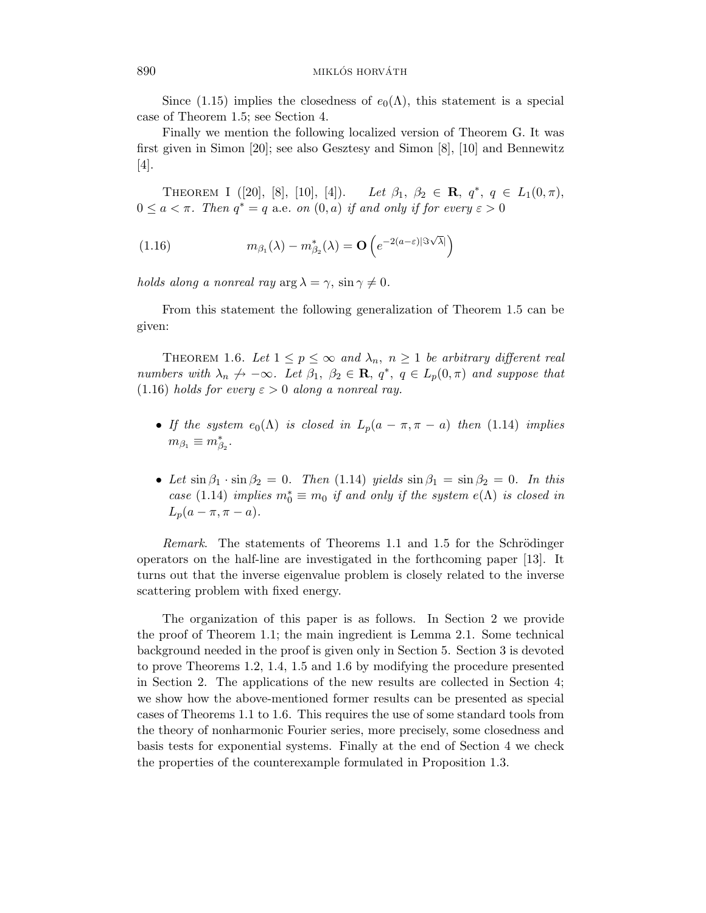Since (1.15) implies the closedness of $e_0(\Lambda)$, this statement is a special case of Theorem 1.5; see Section 4.

Finally we mention the following localized version of Theorem G. It was first given in Simon [20]; see also Gesztesy and Simon [8], [10] and Bennewitz [4].

Theorem I ([20], [8], [10], [4]). *Let $\beta_1, \beta_2 \in \mathbf{R}$, $q^*, q \in L_1(0,\pi)$, $0 \le a < \pi$. Then $q^* = q$ a.e. on $(0,a)$ if and only if for every $\varepsilon > 0$*

$$
m_{\beta_1}(\lambda) - m^*_{\beta_2}(\lambda) = \mathbf{O}\left(e^{-2(a-\varepsilon)|\Im\sqrt{\lambda}|}\right) \tag{1.16}
$$

*holds along a nonreal ray $\arg\lambda = \gamma$, $\sin\gamma \ne 0$.*

From this statement the following generalization of Theorem 1.5 can be given:

Theorem 1.6. *Let $1 \le p \le \infty$ and $\lambda_n$, $n \ge 1$ be arbitrary different real numbers with $\lambda_n \not\to -\infty$. Let $\beta_1, \beta_2 \in \mathbf{R}$, $q^*, q \in L_p(0,\pi)$ and suppose that (1.16) holds for every $\varepsilon > 0$ along a nonreal ray.*

- *If the system $e_0(\Lambda)$ is closed in $L_p(a-\pi, \pi-a)$ then (1.14) implies $m_{\beta_1} \equiv m^*_{\beta_2}$.*
- *Let $\sin\beta_1 \cdot \sin\beta_2 = 0$. Then (1.14) yields $\sin\beta_1 = \sin\beta_2 = 0$. In this case (1.14) implies $m_0^* \equiv m_0$ if and only if the system $e(\Lambda)$ is closed in $L_p(a-\pi, \pi-a)$.*

*Remark*. The statements of Theorems 1.1 and 1.5 for the Schrödinger operators on the half-line are investigated in the forthcoming paper [13]. It turns out that the inverse eigenvalue problem is closely related to the inverse scattering problem with fixed energy.

The organization of this paper is as follows. In Section 2 we provide the proof of Theorem 1.1; the main ingredient is Lemma 2.1. Some technical background needed in the proof is given only in Section 5. Section 3 is devoted to prove Theorems 1.2, 1.4, 1.5 and 1.6 by modifying the procedure presented in Section 2. The applications of the new results are collected in Section 4; we show how the above-mentioned former results can be presented as special cases of Theorems 1.1 to 1.6. This requires the use of some standard tools from the theory of nonharmonic Fourier series, more precisely, some closedness and basis tests for exponential systems. Finally at the end of Section 4 we check the properties of the counterexample formulated in Proposition 1.3.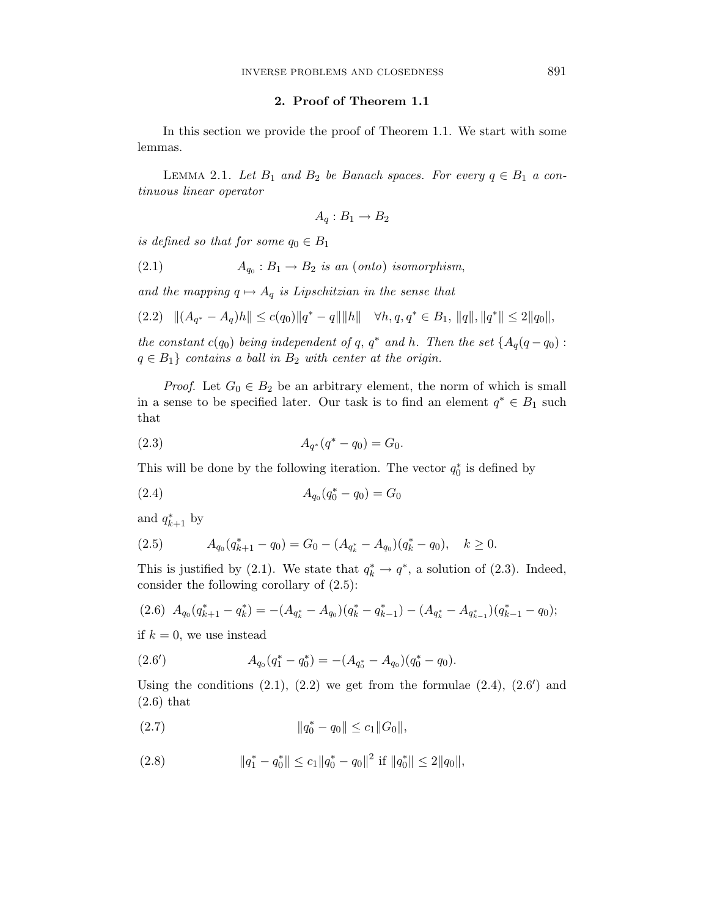## 2. Proof of Theorem 1.1

In this section we provide the proof of Theorem 1.1. We start with some lemmas.

Lemma 2.1. *Let $B_1$ and $B_2$ be Banach spaces. For every $q \in B_1$ a continuous linear operator*

$$A_q : B_1 \to B_2$$

*is defined so that for some $q_0 \in B_1$*

$$A_{q_0} : B_1 \to B_2 \text{ is an (onto) isomorphism,} \tag{2.1}$$

*and the mapping $q \mapsto A_q$ is Lipschitzian in the sense that*

$$\|(A_{q^*} - A_q)h\| \leq c(q_0)\|q^* - q\|\|h\| \quad \forall h, q, q^* \in B_1,\ \|q\|, \|q^*\| \leq 2\|q_0\|, \tag{2.2}$$

*the constant $c(q_0)$ being independent of $q$, $q^*$ and $h$. Then the set $\{A_q(q - q_0) : q \in B_1\}$ contains a ball in $B_2$ with center at the origin.*

*Proof*. Let $G_0 \in B_2$ be an arbitrary element, the norm of which is small in a sense to be specified later. Our task is to find an element $q^* \in B_1$ such that

$$A_{q^*}(q^* - q_0) = G_0. \tag{2.3}$$

This will be done by the following iteration. The vector $q_0^*$ is defined by

$$A_{q_0}(q_0^* - q_0) = G_0 \tag{2.4}$$

and $q_{k+1}^*$ by

$$A_{q_0}(q_{k+1}^* - q_0) = G_0 - (A_{q_k^*} - A_{q_0})(q_k^* - q_0), \quad k \geq 0. \tag{2.5}$$

This is justified by (2.1). We state that $q_k^* \to q^*$, a solution of (2.3). Indeed, consider the following corollary of (2.5):

$$A_{q_0}(q_{k+1}^* - q_k^*) = -(A_{q_k^*} - A_{q_0})(q_k^* - q_{k-1}^*) - (A_{q_k^*} - A_{q_{k-1}^*})(q_{k-1}^* - q_0); \tag{2.6}$$

if $k = 0$, we use instead

$$A_{q_0}(q_1^* - q_0^*) = -(A_{q_0^*} - A_{q_0})(q_0^* - q_0). \tag{2.6'}$$

Using the conditions (2.1), (2.2) we get from the formulae (2.4), (2.6′) and (2.6) that

$$\|q_0^* - q_0\| \leq c_1\|G_0\|, \tag{2.7}$$

$$\|q_1^* - q_0^*\| \leq c_1\|q_0^* - q_0\|^2 \text{ if } \|q_0^*\| \leq 2\|q_0\|, \tag{2.8}$$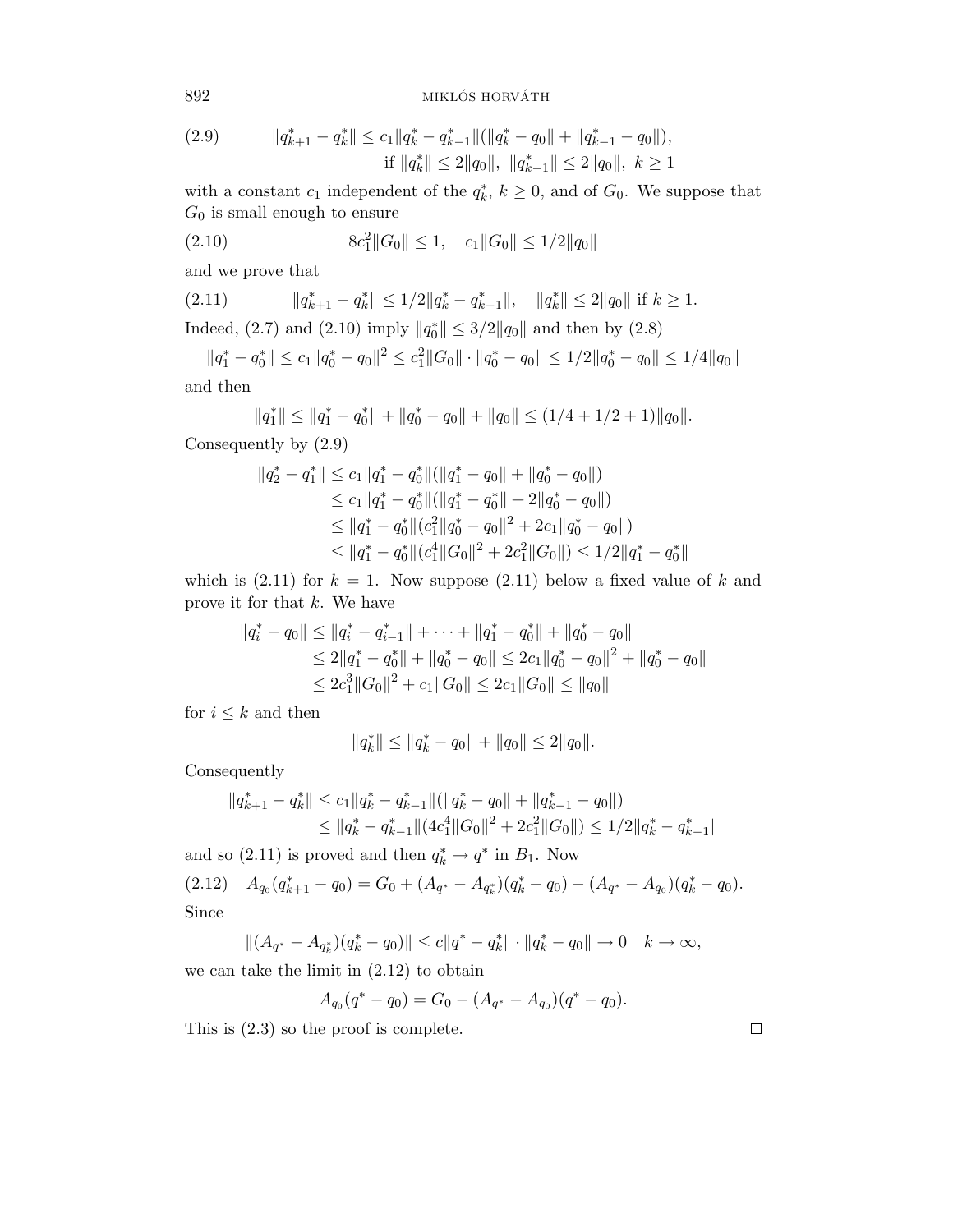$$
\tag{2.9} \|q_{k+1}^* - q_k^*\| \le c_1 \|q_k^* - q_{k-1}^*\| (\|q_k^* - q_0\| + \|q_{k-1}^* - q_0\|), \quad \text{if } \|q_k^*\| \le 2\|q_0\|,\ \|q_{k-1}^*\| \le 2\|q_0\|,\ k \ge 1
$$

with a constant $c_1$ independent of the $q_k^*$, $k \ge 0$, and of $G_0$. We suppose that $G_0$ is small enough to ensure

$$
\tag{2.10} 8c_1^2 \|G_0\| \le 1, \quad c_1 \|G_0\| \le 1/2 \|q_0\|
$$

and we prove that

$$
\tag{2.11} \|q_{k+1}^* - q_k^*\| \le 1/2 \|q_k^* - q_{k-1}^*\|, \quad \|q_k^*\| \le 2\|q_0\| \text{ if } k \ge 1.
$$

Indeed, (2.7) and (2.10) imply $\|q_0^*\| \le 3/2 \|q_0\|$ and then by (2.8)

$$
\|q_1^* - q_0^*\| \le c_1 \|q_0^* - q_0\|^2 \le c_1^2 \|G_0\| \cdot \|q_0^* - q_0\| \le 1/2 \|q_0^* - q_0\| \le 1/4 \|q_0\|
$$

and then

$$
\|q_1^*\| \le \|q_1^* - q_0^*\| + \|q_0^* - q_0\| + \|q_0\| \le (1/4 + 1/2 + 1)\|q_0\|.
$$

Consequently by (2.9)

$$
\begin{aligned}
\|q_2^* - q_1^*\| &\le c_1 \|q_1^* - q_0^*\| (\|q_1^* - q_0\| + \|q_0^* - q_0\|) \\
&\le c_1 \|q_1^* - q_0^*\| (\|q_1^* - q_0^*\| + 2\|q_0^* - q_0\|) \\
&\le \|q_1^* - q_0^*\| (c_1^2 \|q_0^* - q_0\|^2 + 2c_1 \|q_0^* - q_0\|) \\
&\le \|q_1^* - q_0^*\| (c_1^4 \|G_0\|^2 + 2c_1^2 \|G_0\|) \le 1/2 \|q_1^* - q_0^*\|
\end{aligned}
$$

which is (2.11) for $k = 1$. Now suppose (2.11) below a fixed value of $k$ and prove it for that $k$. We have

$$
\begin{aligned}
\|q_i^* - q_0\| &\le \|q_i^* - q_{i-1}^*\| + \cdots + \|q_1^* - q_0^*\| + \|q_0^* - q_0\| \\
&\le 2\|q_1^* - q_0^*\| + \|q_0^* - q_0\| \le 2c_1 \|q_0^* - q_0\|^2 + \|q_0^* - q_0\| \\
&\le 2c_1^3 \|G_0\|^2 + c_1 \|G_0\| \le 2c_1 \|G_0\| \le \|q_0\|
\end{aligned}
$$

for $i \le k$ and then

$$
\|q_k^*\| \le \|q_k^* - q_0\| + \|q_0\| \le 2\|q_0\|.
$$

Consequently

$$
\begin{aligned}
\|q_{k+1}^* - q_k^*\| &\le c_1 \|q_k^* - q_{k-1}^*\| (\|q_k^* - q_0\| + \|q_{k-1}^* - q_0\|) \\
&\le \|q_k^* - q_{k-1}^*\| (4c_1^4 \|G_0\|^2 + 2c_1^2 \|G_0\|) \le 1/2 \|q_k^* - q_{k-1}^*\|
\end{aligned}
$$

and so (2.11) is proved and then $q_k^* \to q^*$ in $B_1$. Now

$$
\tag{2.12} A_{q_0}(q_{k+1}^* - q_0) = G_0 + (A_{q^*} - A_{q_k^*})(q_k^* - q_0) - (A_{q^*} - A_{q_0})(q_k^* - q_0).
$$

Since

$$
\|(A_{q^*} - A_{q_k^*})(q_k^* - q_0)\| \le c\|q^* - q_k^*\| \cdot \|q_k^* - q_0\| \to 0 \quad k \to \infty,
$$

we can take the limit in (2.12) to obtain

$$
A_{q_0}(q^* - q_0) = G_0 - (A_{q^*} - A_{q_0})(q^* - q_0).
$$

This is (2.3) so the proof is complete. □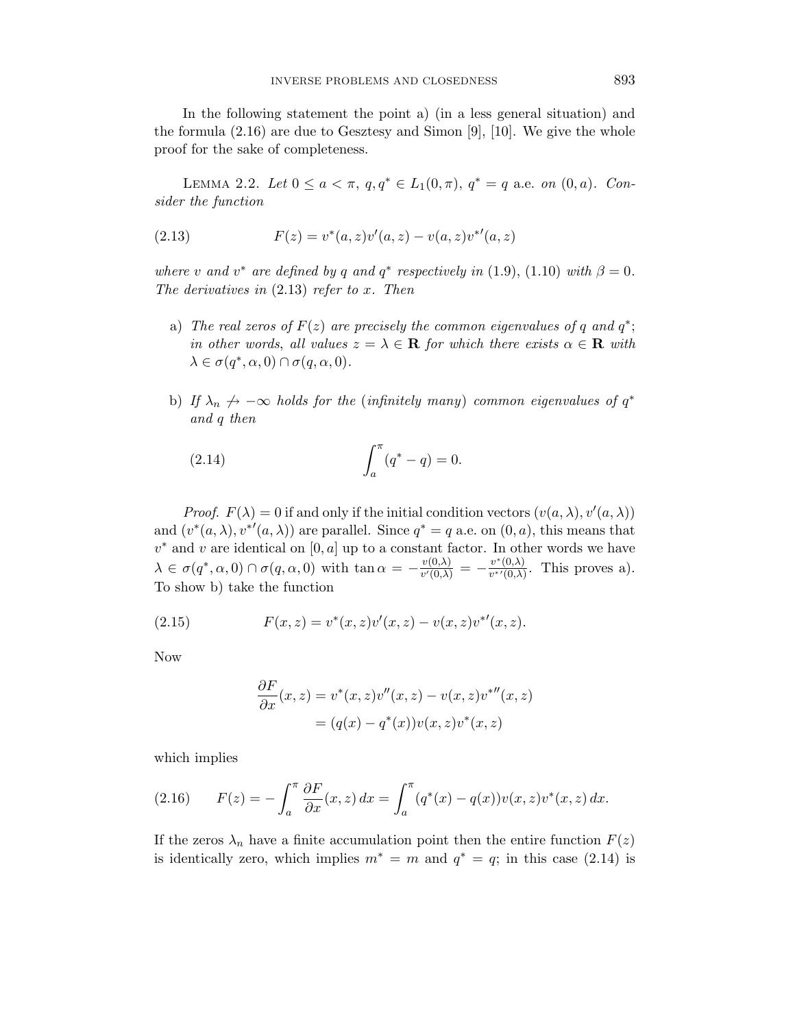In the following statement the point a) (in a less general situation) and the formula (2.16) are due to Gesztesy and Simon [9], [10]. We give the whole proof for the sake of completeness.

Lemma 2.2. *Let $0 \le a < \pi$, $q, q^* \in L_1(0,\pi)$, $q^* = q$ a.e. on $(0,a)$. Consider the function*

$$F(z) = v^*(a,z)v'(a,z) - v(a,z){v^*}'(a,z) \tag{2.13}$$

*where $v$ and $v^*$ are defined by $q$ and $q^*$ respectively in* (1.9), (1.10) *with $\beta = 0$. The derivatives in* (2.13) *refer to $x$. Then*

- a) *The real zeros of $F(z)$ are precisely the common eigenvalues of $q$ and $q^*$; in other words, all values $z = \lambda \in \mathbf{R}$ for which there exists $\alpha \in \mathbf{R}$ with $\lambda \in \sigma(q^*, \alpha, 0) \cap \sigma(q, \alpha, 0)$.*
- b) *If $\lambda_n \not\to -\infty$ holds for the (infinitely many) common eigenvalues of $q^*$ and $q$ then*

$$\int_a^\pi (q^* - q) = 0. \tag{2.14}$$

*Proof.* $F(\lambda) = 0$ if and only if the initial condition vectors $(v(a,\lambda), v'(a,\lambda))$ and $(v^*(a,\lambda), {v^*}'(a,\lambda))$ are parallel. Since $q^* = q$ a.e. on $(0,a)$, this means that $v^*$ and $v$ are identical on $[0,a]$ up to a constant factor. In other words we have $\lambda \in \sigma(q^*, \alpha, 0) \cap \sigma(q, \alpha, 0)$ with $\tan\alpha = -\frac{v(0,\lambda)}{v'(0,\lambda)} = -\frac{v^*(0,\lambda)}{{v^*}'(0,\lambda)}$. This proves a). To show b) take the function

$$F(x,z) = v^*(x,z)v'(x,z) - v(x,z){v^*}'(x,z). \tag{2.15}$$

Now

$$\begin{aligned}\frac{\partial F}{\partial x}(x,z) &= v^*(x,z)v''(x,z) - v(x,z){v^*}''(x,z) \\ &= (q(x) - q^*(x))v(x,z)v^*(x,z)\end{aligned}$$

which implies

$$F(z) = -\int_a^\pi \frac{\partial F}{\partial x}(x,z)\,dx = \int_a^\pi (q^*(x) - q(x))v(x,z)v^*(x,z)\,dx. \tag{2.16}$$

If the zeros $\lambda_n$ have a finite accumulation point then the entire function $F(z)$ is identically zero, which implies $m^* = m$ and $q^* = q$; in this case (2.14) is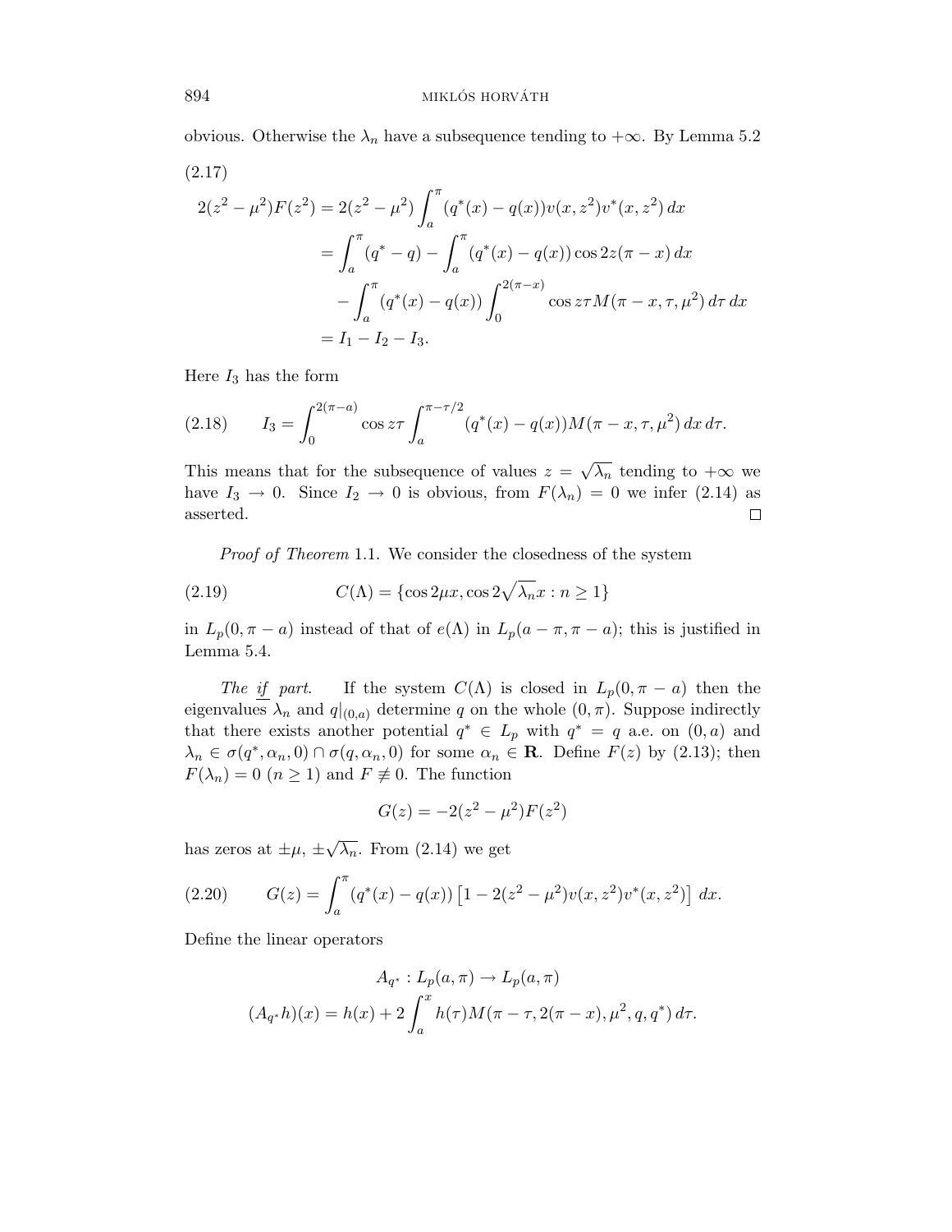obvious. Otherwise the $\lambda_n$ have a subsequence tending to $+\infty$. By Lemma 5.2

(2.17)

$$
\begin{aligned}
2(z^2-\mu^2)F(z^2) &= 2(z^2-\mu^2)\int_a^\pi (q^*(x)-q(x))v(x,z^2)v^*(x,z^2)\,dx \\
&= \int_a^\pi (q^*-q) - \int_a^\pi (q^*(x)-q(x))\cos 2z(\pi-x)\,dx \\
&\quad - \int_a^\pi (q^*(x)-q(x))\int_0^{2(\pi-x)} \cos z\tau M(\pi-x,\tau,\mu^2)\,d\tau\,dx \\
&= I_1 - I_2 - I_3.
\end{aligned}
$$

Here $I_3$ has the form

$$
I_3 = \int_0^{2(\pi-a)} \cos z\tau \int_a^{\pi-\tau/2} (q^*(x)-q(x))M(\pi-x,\tau,\mu^2)\,dx\,d\tau. \tag{2.18}
$$

This means that for the subsequence of values $z=\sqrt{\lambda_n}$ tending to $+\infty$ we have $I_3 \to 0$. Since $I_2 \to 0$ is obvious, from $F(\lambda_n)=0$ we infer (2.14) as asserted. □

*Proof of Theorem* 1.1. We consider the closedness of the system

$$
C(\Lambda) = \{\cos 2\mu x, \cos 2\sqrt{\lambda_n}x : n \geq 1\} \tag{2.19}
$$

in $L_p(0,\pi-a)$ instead of that of $e(\Lambda)$ in $L_p(a-\pi,\pi-a)$; this is justified in Lemma 5.4.

*The* <u>*if*</u> *part.* If the system $C(\Lambda)$ is closed in $L_p(0,\pi-a)$ then the eigenvalues $\lambda_n$ and $q|_{(0,a)}$ determine $q$ on the whole $(0,\pi)$. Suppose indirectly that there exists another potential $q^* \in L_p$ with $q^*=q$ a.e. on $(0,a)$ and $\lambda_n \in \sigma(q^*,\alpha_n,0)\cap\sigma(q,\alpha_n,0)$ for some $\alpha_n \in \mathbf{R}$. Define $F(z)$ by (2.13); then $F(\lambda_n)=0$ $(n\geq 1)$ and $F \not\equiv 0$. The function

$$
G(z) = -2(z^2-\mu^2)F(z^2)
$$

has zeros at $\pm\mu$, $\pm\sqrt{\lambda_n}$. From (2.14) we get

$$
G(z) = \int_a^\pi (q^*(x)-q(x))\left[1-2(z^2-\mu^2)v(x,z^2)v^*(x,z^2)\right]\,dx. \tag{2.20}
$$

Define the linear operators

$$
\begin{gathered}
A_{q^*} : L_p(a,\pi) \to L_p(a,\pi) \\
(A_{q^*}h)(x) = h(x) + 2\int_a^x h(\tau)M(\pi-\tau, 2(\pi-x),\mu^2,q,q^*)\,d\tau.
\end{gathered}
$$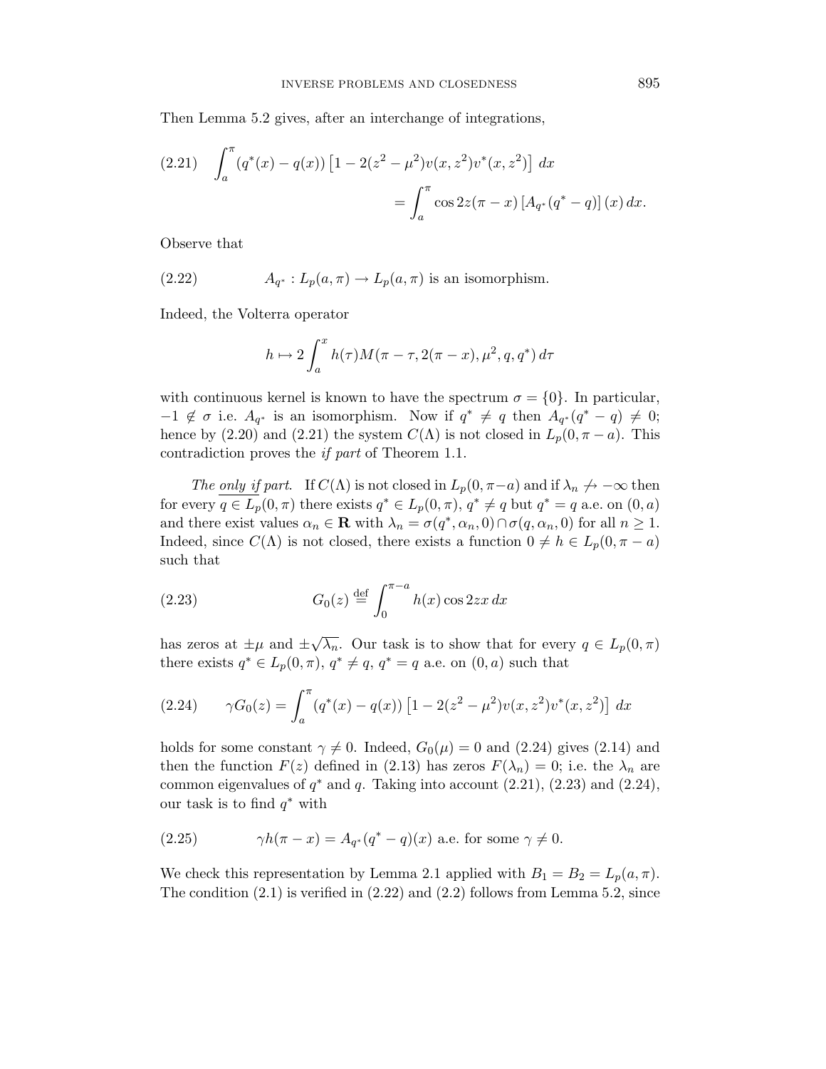Then Lemma 5.2 gives, after an interchange of integrations,

$$\int_a^\pi (q^*(x) - q(x)) \left[1 - 2(z^2 - \mu^2) v(x, z^2) v^*(x, z^2)\right] dx = \int_a^\pi \cos 2z(\pi - x) \left[A_{q^*}(q^* - q)\right](x)\, dx. \tag{2.21}$$

Observe that

$$A_{q^*} : L_p(a, \pi) \to L_p(a, \pi) \text{ is an isomorphism.} \tag{2.22}$$

Indeed, the Volterra operator

$$h \mapsto 2 \int_a^x h(\tau) M(\pi - \tau, 2(\pi - x), \mu^2, q, q^*)\, d\tau$$

with continuous kernel is known to have the spectrum $\sigma = \{0\}$. In particular, $-1 \notin \sigma$ i.e. $A_{q^*}$ is an isomorphism. Now if $q^* \neq q$ then $A_{q^*}(q^* - q) \neq 0$; hence by (2.20) and (2.21) the system $C(\Lambda)$ is not closed in $L_p(0, \pi - a)$. This contradiction proves the *if part* of Theorem 1.1.

*The only if part.* If $C(\Lambda)$ is not closed in $L_p(0, \pi - a)$ and if $\lambda_n \not\to -\infty$ then for every $q \in L_p(0, \pi)$ there exists $q^* \in L_p(0, \pi)$, $q^* \neq q$ but $q^* = q$ a.e. on $(0, a)$ and there exist values $\alpha_n \in \mathbf{R}$ with $\lambda_n = \sigma(q^*, \alpha_n, 0) \cap \sigma(q, \alpha_n, 0)$ for all $n \geq 1$. Indeed, since $C(\Lambda)$ is not closed, there exists a function $0 \neq h \in L_p(0, \pi - a)$ such that

$$G_0(z) \stackrel{\text{def}}{=} \int_0^{\pi - a} h(x) \cos 2zx\, dx \tag{2.23}$$

has zeros at $\pm\mu$ and $\pm\sqrt{\lambda_n}$. Our task is to show that for every $q \in L_p(0, \pi)$ there exists $q^* \in L_p(0, \pi)$, $q^* \neq q$, $q^* = q$ a.e. on $(0, a)$ such that

$$\gamma G_0(z) = \int_a^\pi (q^*(x) - q(x)) \left[1 - 2(z^2 - \mu^2) v(x, z^2) v^*(x, z^2)\right] dx \tag{2.24}$$

holds for some constant $\gamma \neq 0$. Indeed, $G_0(\mu) = 0$ and (2.24) gives (2.14) and then the function $F(z)$ defined in (2.13) has zeros $F(\lambda_n) = 0$; i.e. the $\lambda_n$ are common eigenvalues of $q^*$ and $q$. Taking into account (2.21), (2.23) and (2.24), our task is to find $q^*$ with

$$\gamma h(\pi - x) = A_{q^*}(q^* - q)(x) \text{ a.e. for some } \gamma \neq 0. \tag{2.25}$$

We check this representation by Lemma 2.1 applied with $B_1 = B_2 = L_p(a, \pi)$. The condition (2.1) is verified in (2.22) and (2.2) follows from Lemma 5.2, since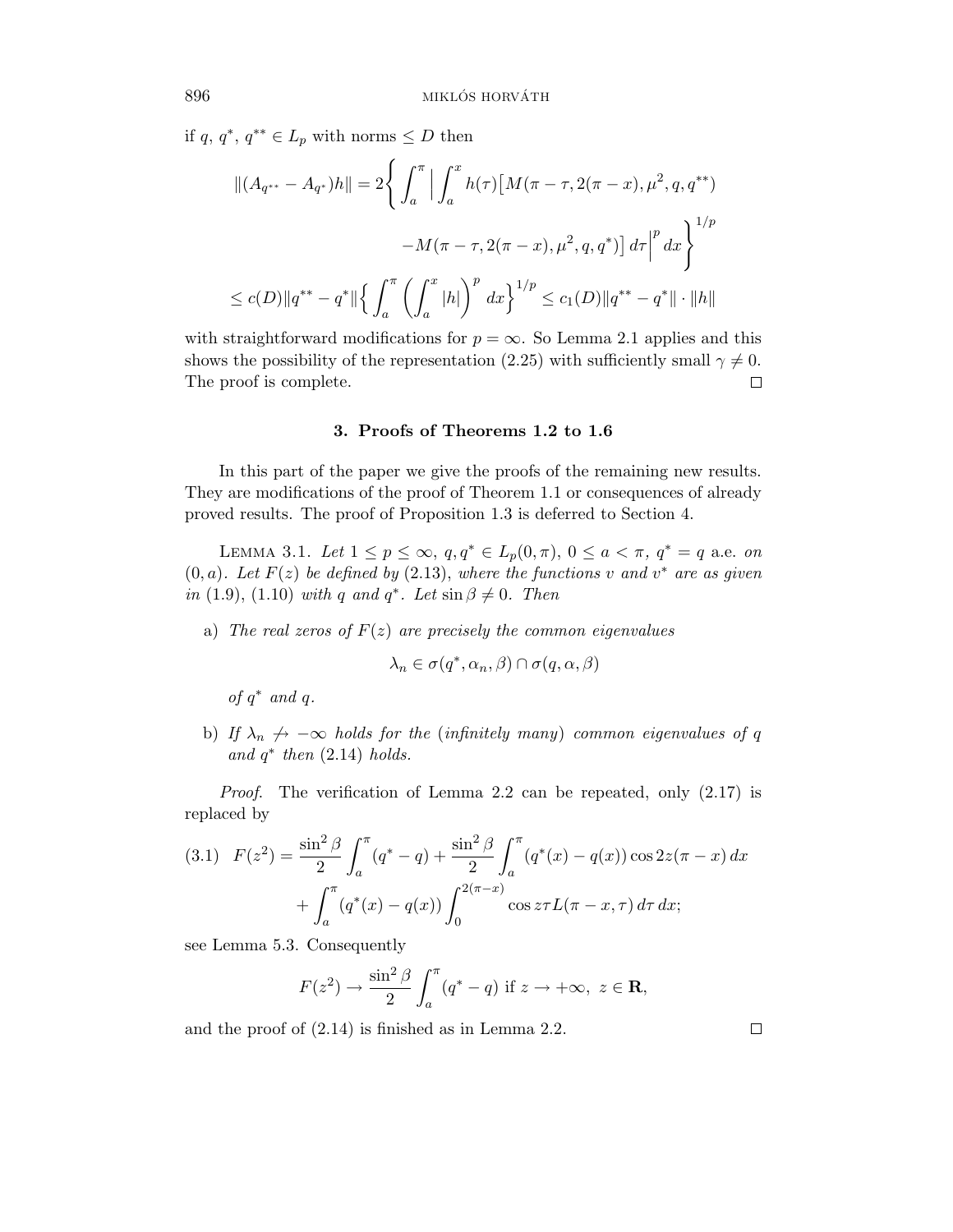if $q$, $q^*$, $q^{**} \in L_p$ with norms $\le D$ then

$$
\begin{aligned}
\|(A_{q^{**}} - A_{q^*})h\| &= 2\Bigg\{ \int_a^\pi \Big| \int_a^x h(\tau)\big[M(\pi-\tau, 2(\pi - x), \mu^2, q, q^{**}) \\
&\qquad - M(\pi - \tau, 2(\pi - x), \mu^2, q, q^*)\big]\, d\tau \Big|^p dx \Bigg\}^{1/p} \\
&\le c(D)\|q^{**} - q^*\| \Big\{ \int_a^\pi \left( \int_a^x |h| \right)^p dx \Big\}^{1/p} \le c_1(D)\|q^{**} - q^*\| \cdot \|h\|
\end{aligned}
$$

with straightforward modifications for $p = \infty$. So Lemma 2.1 applies and this shows the possibility of the representation (2.25) with sufficiently small $\gamma \ne 0$. The proof is complete. □

## 3. Proofs of Theorems 1.2 to 1.6

In this part of the paper we give the proofs of the remaining new results. They are modifications of the proof of Theorem 1.1 or consequences of already proved results. The proof of Proposition 1.3 is deferred to Section 4.

LEMMA 3.1. *Let $1 \le p \le \infty$, $q, q^* \in L_p(0,\pi)$, $0 \le a < \pi$, $q^* = q$ a.e. on $(0,a)$. Let $F(z)$ be defined by (2.13), where the functions $v$ and $v^*$ are as given in (1.9), (1.10) with $q$ and $q^*$. Let $\sin\beta \ne 0$. Then*

a) *The real zeros of $F(z)$ are precisely the common eigenvalues*

$$\lambda_n \in \sigma(q^*, \alpha_n, \beta) \cap \sigma(q, \alpha, \beta)$$

*of $q^*$ and $q$.*

b) *If $\lambda_n \not\to -\infty$ holds for the (infinitely many) common eigenvalues of $q$ and $q^*$ then (2.14) holds.*

*Proof.* The verification of Lemma 2.2 can be repeated, only (2.17) is replaced by

$$
\begin{aligned}
(3.1)\quad F(z^2) &= \frac{\sin^2\beta}{2}\int_a^\pi (q^* - q) + \frac{\sin^2\beta}{2}\int_a^\pi (q^*(x) - q(x)) \cos 2z(\pi - x)\, dx \\
&\quad + \int_a^\pi (q^*(x) - q(x)) \int_0^{2(\pi - x)} \cos z\tau L(\pi - x, \tau)\, d\tau\, dx;
\end{aligned}
$$

see Lemma 5.3. Consequently

$$F(z^2) \to \frac{\sin^2\beta}{2}\int_a^\pi (q^* - q) \text{ if } z \to +\infty,\ z \in \mathbf{R},$$

and the proof of (2.14) is finished as in Lemma 2.2. □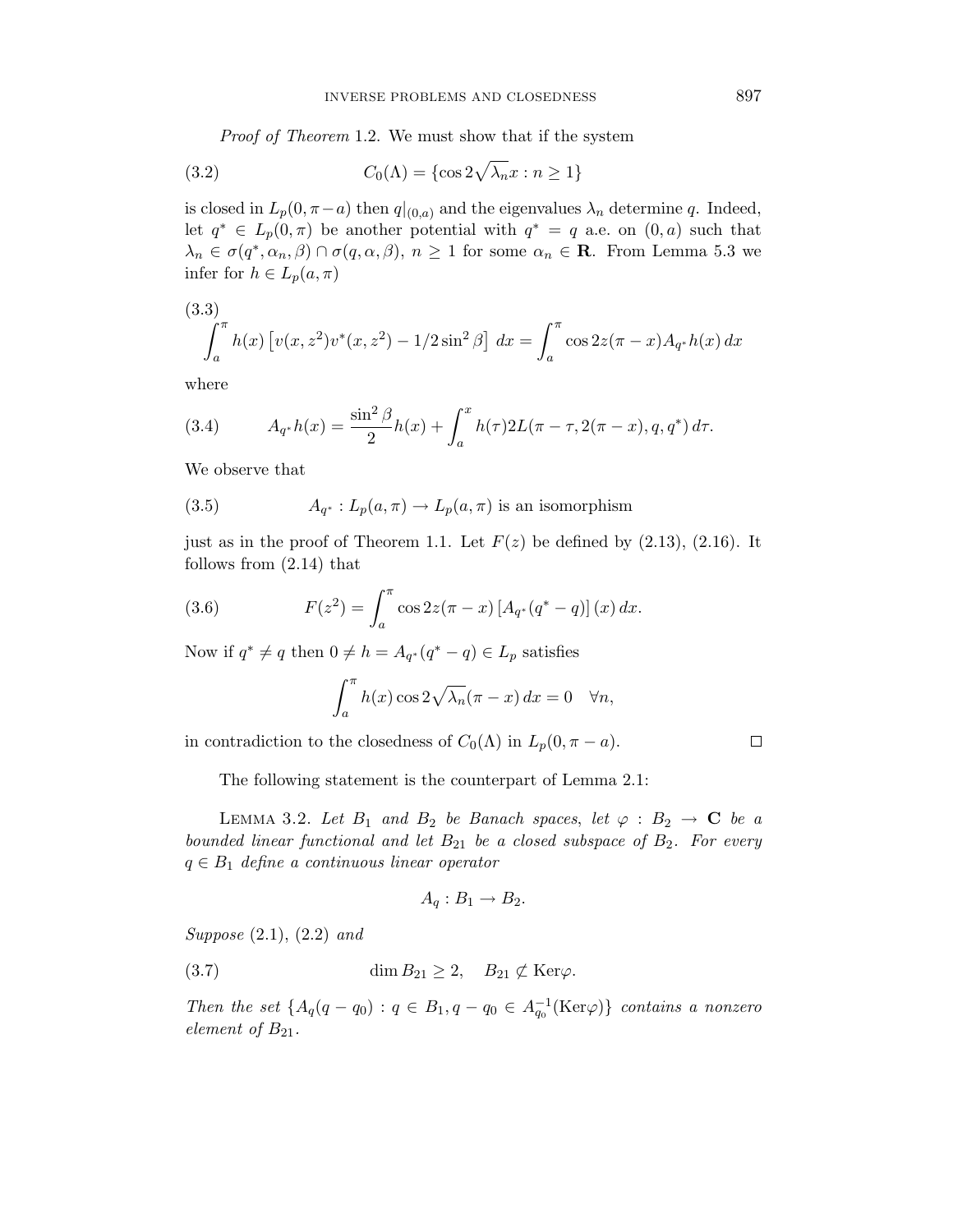*Proof of Theorem* 1.2. We must show that if the system

$$C_0(\Lambda) = \{\cos 2\sqrt{\lambda_n} x : n \geq 1\} \tag{3.2}$$

is closed in $L_p(0, \pi - a)$ then $q|_{(0,a)}$ and the eigenvalues $\lambda_n$ determine $q$. Indeed, let $q^* \in L_p(0,\pi)$ be another potential with $q^* = q$ a.e. on $(0,a)$ such that $\lambda_n \in \sigma(q^*, \alpha_n, \beta) \cap \sigma(q, \alpha, \beta)$, $n \geq 1$ for some $\alpha_n \in \mathbf{R}$. From Lemma 5.3 we infer for $h \in L_p(a,\pi)$

(3.3)
$$\int_a^\pi h(x) \left[ v(x,z^2) v^*(x,z^2) - 1/2 \sin^2 \beta \right] \, dx = \int_a^\pi \cos 2z(\pi - x) A_{q^*} h(x) \, dx$$

where

$$A_{q^*} h(x) = \frac{\sin^2 \beta}{2} h(x) + \int_a^x h(\tau) 2L(\pi - \tau, 2(\pi - x), q, q^*) \, d\tau. \tag{3.4}$$

We observe that

$$A_{q^*} : L_p(a,\pi) \to L_p(a,\pi) \text{ is an isomorphism} \tag{3.5}$$

just as in the proof of Theorem 1.1. Let $F(z)$ be defined by (2.13), (2.16). It follows from (2.14) that

$$F(z^2) = \int_a^\pi \cos 2z(\pi - x) \left[ A_{q^*}(q^* - q) \right](x) \, dx. \tag{3.6}$$

Now if $q^* \neq q$ then $0 \neq h = A_{q^*}(q^* - q) \in L_p$ satisfies

$$\int_a^\pi h(x) \cos 2\sqrt{\lambda_n}(\pi - x) \, dx = 0 \quad \forall n,$$

in contradiction to the closedness of $C_0(\Lambda)$ in $L_p(0, \pi - a)$. □

The following statement is the counterpart of Lemma 2.1:

LEMMA 3.2. *Let $B_1$ and $B_2$ be Banach spaces, let $\varphi : B_2 \to \mathbf{C}$ be a bounded linear functional and let $B_{21}$ be a closed subspace of $B_2$. For every $q \in B_1$ define a continuous linear operator*

$$A_q : B_1 \to B_2.$$

*Suppose* (2.1), (2.2) *and*

$$\dim B_{21} \geq 2, \quad B_{21} \not\subset \mathrm{Ker}\varphi. \tag{3.7}$$

*Then the set $\{A_q(q - q_0) : q \in B_1, q - q_0 \in A_{q_0}^{-1}(\mathrm{Ker}\varphi)\}$ contains a nonzero element of $B_{21}$.*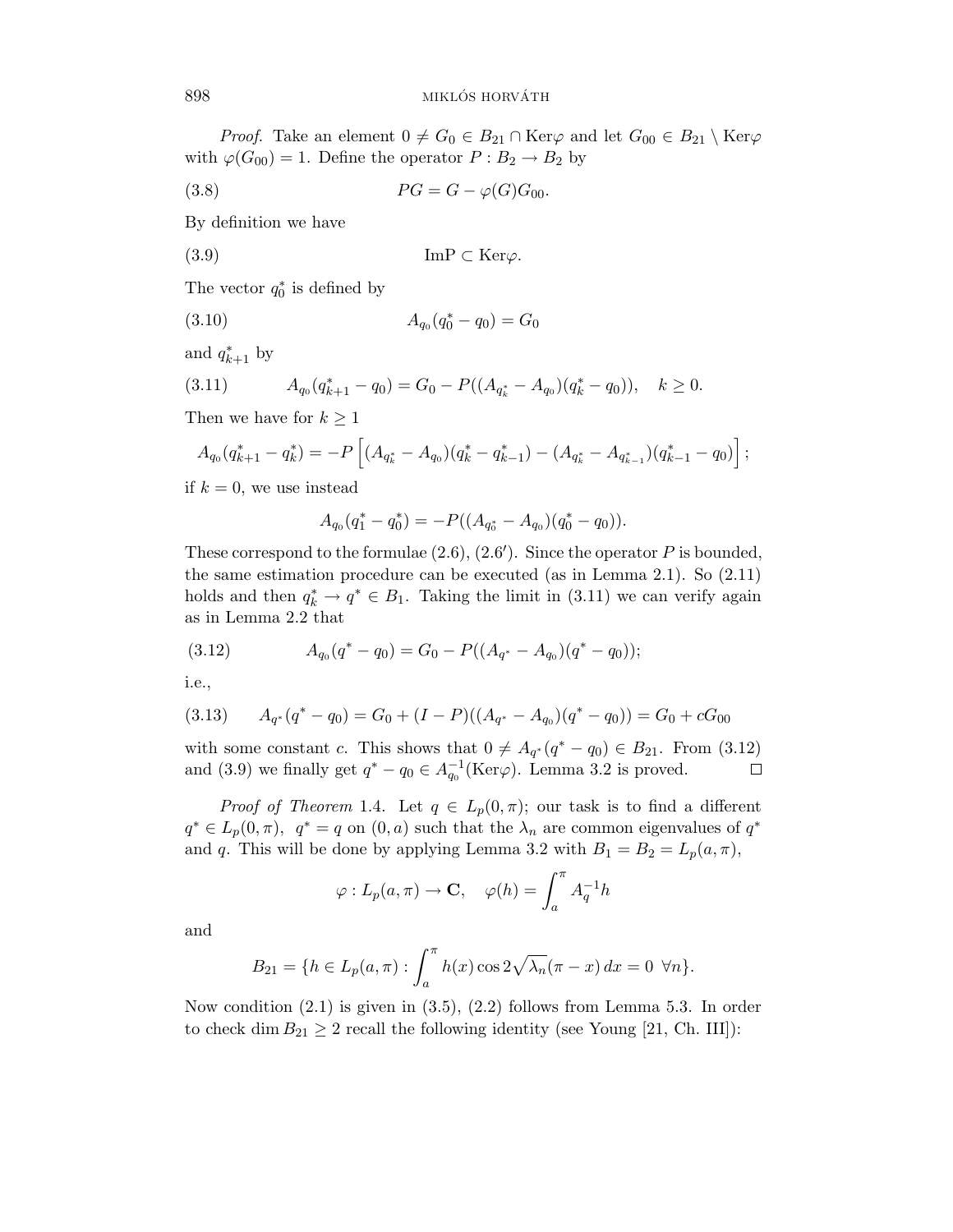*Proof.* Take an element $0 \neq G_0 \in B_{21} \cap \mathrm{Ker}\varphi$ and let $G_{00} \in B_{21} \setminus \mathrm{Ker}\varphi$ with $\varphi(G_{00}) = 1$. Define the operator $P : B_2 \to B_2$ by

$$PG = G - \varphi(G)G_{00}. \tag{3.8}$$

By definition we have

$$\mathrm{Im P} \subset \mathrm{Ker}\varphi. \tag{3.9}$$

The vector $q_0^*$ is defined by

$$A_{q_0}(q_0^* - q_0) = G_0 \tag{3.10}$$

and $q_{k+1}^*$ by

$$A_{q_0}(q_{k+1}^* - q_0) = G_0 - P((A_{q_k^*} - A_{q_0})(q_k^* - q_0)), \quad k \geq 0. \tag{3.11}$$

Then we have for $k \geq 1$

$$A_{q_0}(q_{k+1}^* - q_k^*) = -P\left[(A_{q_k^*} - A_{q_0})(q_k^* - q_{k-1}^*) - (A_{q_k^*} - A_{q_{k-1}^*})(q_{k-1}^* - q_0)\right];$$

if $k = 0$, we use instead

$$A_{q_0}(q_1^* - q_0^*) = -P((A_{q_0^*} - A_{q_0})(q_0^* - q_0)).$$

These correspond to the formulae (2.6), (2.6′). Since the operator $P$ is bounded, the same estimation procedure can be executed (as in Lemma 2.1). So (2.11) holds and then $q_k^* \to q^* \in B_1$. Taking the limit in (3.11) we can verify again as in Lemma 2.2 that

$$A_{q_0}(q^* - q_0) = G_0 - P((A_{q^*} - A_{q_0})(q^* - q_0)); \tag{3.12}$$

i.e.,

$$A_{q^*}(q^* - q_0) = G_0 + (I - P)((A_{q^*} - A_{q_0})(q^* - q_0)) = G_0 + cG_{00} \tag{3.13}$$

with some constant $c$. This shows that $0 \neq A_{q^*}(q^* - q_0) \in B_{21}$. From (3.12) and (3.9) we finally get $q^* - q_0 \in A_{q_0}^{-1}(\mathrm{Ker}\varphi)$. Lemma 3.2 is proved. □

*Proof of Theorem* 1.4. Let $q \in L_p(0, \pi)$; our task is to find a different $q^* \in L_p(0, \pi)$, $q^* = q$ on $(0, a)$ such that the $\lambda_n$ are common eigenvalues of $q^*$ and $q$. This will be done by applying Lemma 3.2 with $B_1 = B_2 = L_p(a, \pi)$,

$$\varphi : L_p(a, \pi) \to \mathbf{C}, \quad \varphi(h) = \int_a^\pi A_q^{-1}h$$

and

$$B_{21} = \{h \in L_p(a, \pi) : \int_a^\pi h(x) \cos 2\sqrt{\lambda_n}(\pi - x)\, dx = 0 \ \ \forall n\}.$$

Now condition (2.1) is given in (3.5), (2.2) follows from Lemma 5.3. In order to check $\dim B_{21} \geq 2$ recall the following identity (see Young [21, Ch. III]):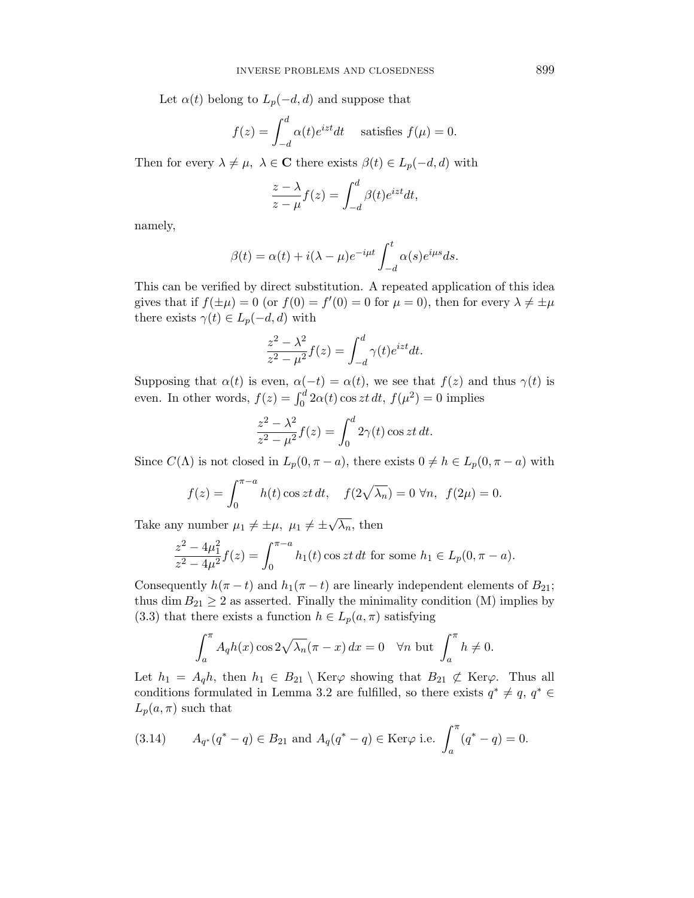Let $\alpha(t)$ belong to $L_p(-d,d)$ and suppose that

$$f(z) = \int_{-d}^{d} \alpha(t) e^{izt} dt \quad \text{ satisfies } f(\mu) = 0.$$

Then for every $\lambda \neq \mu$, $\lambda \in \mathbf{C}$ there exists $\beta(t) \in L_p(-d,d)$ with

$$\frac{z-\lambda}{z-\mu} f(z) = \int_{-d}^{d} \beta(t) e^{izt} dt,$$

namely,

$$\beta(t) = \alpha(t) + i(\lambda - \mu) e^{-i\mu t} \int_{-d}^{t} \alpha(s) e^{i\mu s} ds.$$

This can be verified by direct substitution. A repeated application of this idea gives that if $f(\pm\mu) = 0$ (or $f(0) = f'(0) = 0$ for $\mu = 0$), then for every $\lambda \neq \pm\mu$ there exists $\gamma(t) \in L_p(-d,d)$ with

$$\frac{z^2 - \lambda^2}{z^2 - \mu^2} f(z) = \int_{-d}^{d} \gamma(t) e^{izt} dt.$$

Supposing that $\alpha(t)$ is even, $\alpha(-t) = \alpha(t)$, we see that $f(z)$ and thus $\gamma(t)$ is even. In other words, $f(z) = \int_0^d 2\alpha(t) \cos zt \, dt$, $f(\mu^2) = 0$ implies

$$\frac{z^2 - \lambda^2}{z^2 - \mu^2} f(z) = \int_0^d 2\gamma(t) \cos zt \, dt.$$

Since $C(\Lambda)$ is not closed in $L_p(0, \pi - a)$, there exists $0 \neq h \in L_p(0, \pi - a)$ with

$$f(z) = \int_0^{\pi - a} h(t) \cos zt \, dt, \quad f(2\sqrt{\lambda_n}) = 0 \ \forall n, \ \ f(2\mu) = 0.$$

Take any number $\mu_1 \neq \pm\mu$, $\mu_1 \neq \pm\sqrt{\lambda_n}$, then

$$\frac{z^2 - 4\mu_1^2}{z^2 - 4\mu^2} f(z) = \int_0^{\pi - a} h_1(t) \cos zt \, dt \text{ for some } h_1 \in L_p(0, \pi - a).$$

Consequently $h(\pi - t)$ and $h_1(\pi - t)$ are linearly independent elements of $B_{21}$; thus $\dim B_{21} \geq 2$ as asserted. Finally the minimality condition (M) implies by (3.3) that there exists a function $h \in L_p(a, \pi)$ satisfying

$$\int_a^{\pi} A_q h(x) \cos 2\sqrt{\lambda_n}(\pi - x) \, dx = 0 \quad \forall n \text{ but } \int_a^{\pi} h \neq 0.$$

Let $h_1 = A_q h$, then $h_1 \in B_{21} \setminus \mathrm{Ker}\varphi$ showing that $B_{21} \not\subset \mathrm{Ker}\varphi$. Thus all conditions formulated in Lemma 3.2 are fulfilled, so there exists $q^* \neq q$, $q^* \in L_p(a, \pi)$ such that

$$A_{q^*}(q^* - q) \in B_{21} \text{ and } A_q(q^* - q) \in \mathrm{Ker}\varphi \text{ i.e. } \int_a^{\pi} (q^* - q) = 0. \tag{3.14}$$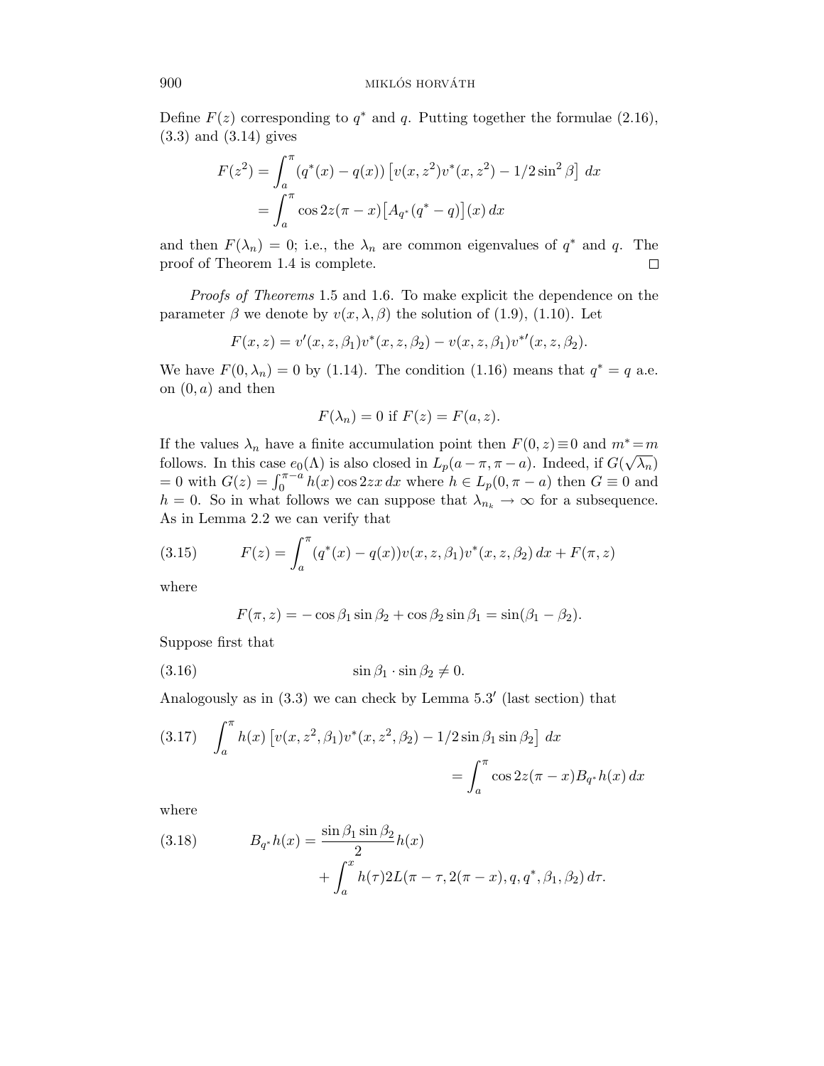Define $F(z)$ corresponding to $q^*$ and $q$. Putting together the formulae (2.16), (3.3) and (3.14) gives

$$
\begin{aligned}
F(z^2) &= \int_a^\pi (q^*(x) - q(x)) \left[ v(x, z^2) v^*(x, z^2) - 1/2 \sin^2 \beta \right] dx \\
&= \int_a^\pi \cos 2z(\pi - x) \big[ A_{q^*}(q^* - q) \big](x) \, dx
\end{aligned}
$$

and then $F(\lambda_n) = 0$; i.e., the $\lambda_n$ are common eigenvalues of $q^*$ and $q$. The proof of Theorem 1.4 is complete. $\square$

*Proofs of Theorems* 1.5 and 1.6. To make explicit the dependence on the parameter $\beta$ we denote by $v(x, \lambda, \beta)$ the solution of (1.9), (1.10). Let

$$
F(x, z) = v'(x, z, \beta_1) v^*(x, z, \beta_2) - v(x, z, \beta_1) v^{*\prime}(x, z, \beta_2).
$$

We have $F(0, \lambda_n) = 0$ by (1.14). The condition (1.16) means that $q^* = q$ a.e. on $(0, a)$ and then

$$
F(\lambda_n) = 0 \text{ if } F(z) = F(a, z).
$$

If the values $\lambda_n$ have a finite accumulation point then $F(0, z) \equiv 0$ and $m^* = m$ follows. In this case $e_0(\Lambda)$ is also closed in $L_p(a - \pi, \pi - a)$. Indeed, if $G(\sqrt{\lambda_n}) = 0$ with $G(z) = \int_0^{\pi - a} h(x) \cos 2zx \, dx$ where $h \in L_p(0, \pi - a)$ then $G \equiv 0$ and $h = 0$. So in what follows we can suppose that $\lambda_{n_k} \to \infty$ for a subsequence. As in Lemma 2.2 we can verify that

$$
F(z) = \int_a^\pi (q^*(x) - q(x)) v(x, z, \beta_1) v^*(x, z, \beta_2) \, dx + F(\pi, z) \tag{3.15}
$$

where

$$
F(\pi, z) = -\cos \beta_1 \sin \beta_2 + \cos \beta_2 \sin \beta_1 = \sin(\beta_1 - \beta_2).
$$

Suppose first that

$$
\sin \beta_1 \cdot \sin \beta_2 \neq 0. \tag{3.16}
$$

Analogously as in (3.3) we can check by Lemma 5.3′ (last section) that

$$
\int_a^\pi h(x) \left[ v(x, z^2, \beta_1) v^*(x, z^2, \beta_2) - 1/2 \sin \beta_1 \sin \beta_2 \right] dx = \int_a^\pi \cos 2z(\pi - x) B_{q^*} h(x) \, dx \tag{3.17}
$$

where

$$
B_{q^*} h(x) = \frac{\sin \beta_1 \sin \beta_2}{2} h(x) + \int_a^x h(\tau) 2L(\pi - \tau, 2(\pi - x), q, q^*, \beta_1, \beta_2) \, d\tau. \tag{3.18}
$$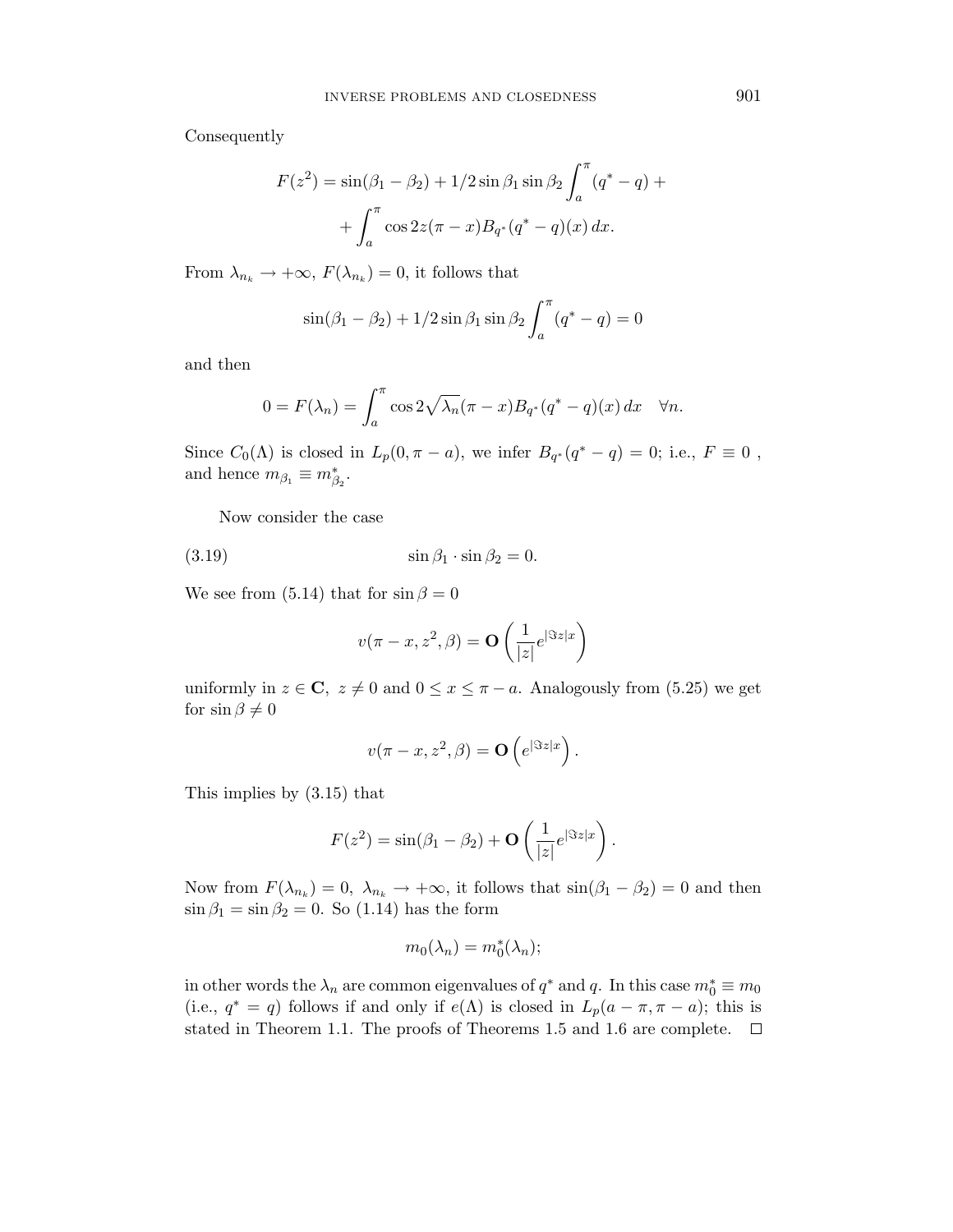Consequently

$$F(z^2) = \sin(\beta_1 - \beta_2) + 1/2 \sin\beta_1 \sin\beta_2 \int_a^\pi (q^* - q) +$$
$$+ \int_a^\pi \cos 2z(\pi - x) B_{q^*}(q^* - q)(x)\, dx.$$

From $\lambda_{n_k} \to +\infty$, $F(\lambda_{n_k}) = 0$, it follows that

$$\sin(\beta_1 - \beta_2) + 1/2 \sin\beta_1 \sin\beta_2 \int_a^\pi (q^* - q) = 0$$

and then

$$0 = F(\lambda_n) = \int_a^\pi \cos 2\sqrt{\lambda_n}(\pi - x) B_{q^*}(q^* - q)(x)\, dx \quad \forall n.$$

Since $C_0(\Lambda)$ is closed in $L_p(0, \pi - a)$, we infer $B_{q^*}(q^* - q) = 0$; i.e., $F \equiv 0$ , and hence $m_{\beta_1} \equiv m^*_{\beta_2}$.

Now consider the case

$$\sin\beta_1 \cdot \sin\beta_2 = 0. \tag{3.19}$$

We see from (5.14) that for $\sin\beta = 0$

$$v(\pi - x, z^2, \beta) = \mathbf{O}\left(\frac{1}{|z|} e^{|\Im z| x}\right)$$

uniformly in $z \in \mathbf{C}$, $z \neq 0$ and $0 \le x \le \pi - a$. Analogously from (5.25) we get for $\sin\beta \neq 0$

$$v(\pi - x, z^2, \beta) = \mathbf{O}\left(e^{|\Im z| x}\right).$$

This implies by (3.15) that

$$F(z^2) = \sin(\beta_1 - \beta_2) + \mathbf{O}\left(\frac{1}{|z|} e^{|\Im z| x}\right).$$

Now from $F(\lambda_{n_k}) = 0$, $\lambda_{n_k} \to +\infty$, it follows that $\sin(\beta_1 - \beta_2) = 0$ and then $\sin\beta_1 = \sin\beta_2 = 0$. So (1.14) has the form

$$m_0(\lambda_n) = m_0^*(\lambda_n);$$

in other words the $\lambda_n$ are common eigenvalues of $q^*$ and $q$. In this case $m_0^* \equiv m_0$ (i.e., $q^* = q$) follows if and only if $e(\Lambda)$ is closed in $L_p(a - \pi, \pi - a)$; this is stated in Theorem 1.1. The proofs of Theorems 1.5 and 1.6 are complete. $\square$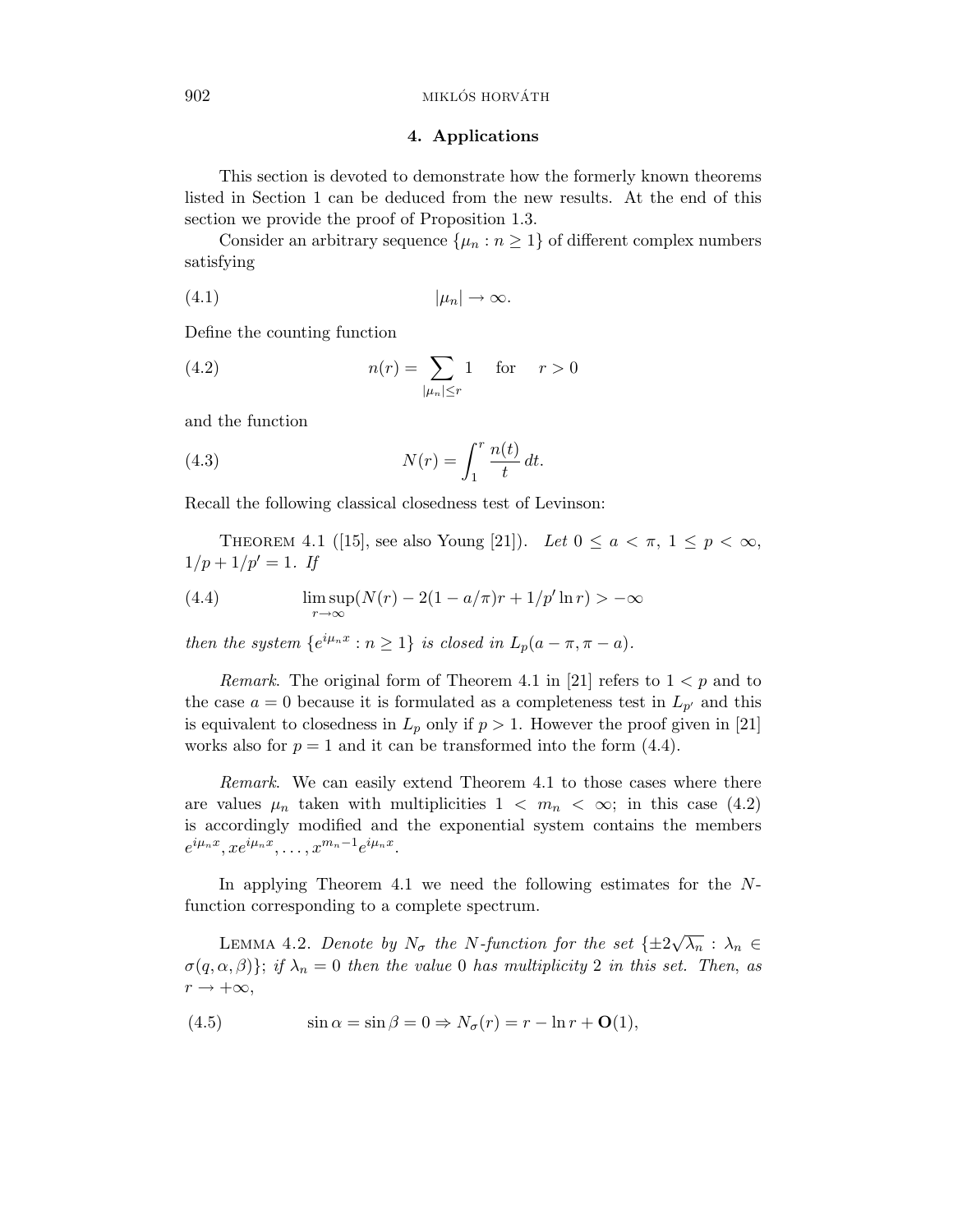## 4. Applications

This section is devoted to demonstrate how the formerly known theorems listed in Section 1 can be deduced from the new results. At the end of this section we provide the proof of Proposition 1.3.

Consider an arbitrary sequence $\{\mu_n : n \geq 1\}$ of different complex numbers satisfying

$$|\mu_n| \to \infty. \tag{4.1}$$

Define the counting function

$$n(r) = \sum_{|\mu_n| \leq r} 1 \quad \text{for} \quad r > 0 \tag{4.2}$$

and the function

$$N(r) = \int_1^r \frac{n(t)}{t}\, dt. \tag{4.3}$$

Recall the following classical closedness test of Levinson:

Theorem 4.1 ([15], see also Young [21]). *Let $0 \leq a < \pi$, $1 \leq p < \infty$, $1/p + 1/p' = 1$. If*

$$\limsup_{r\to\infty}(N(r) - 2(1 - a/\pi)r + 1/p' \ln r) > -\infty \tag{4.4}$$

*then the system $\{e^{i\mu_n x} : n \geq 1\}$ is closed in $L_p(a - \pi, \pi - a)$.*

*Remark.* The original form of Theorem 4.1 in [21] refers to $1 < p$ and to the case $a = 0$ because it is formulated as a completeness test in $L_{p'}$ and this is equivalent to closedness in $L_p$ only if $p > 1$. However the proof given in [21] works also for $p = 1$ and it can be transformed into the form (4.4).

*Remark.* We can easily extend Theorem 4.1 to those cases where there are values $\mu_n$ taken with multiplicities $1 < m_n < \infty$; in this case (4.2) is accordingly modified and the exponential system contains the members $e^{i\mu_n x}, xe^{i\mu_n x}, \ldots, x^{m_n - 1}e^{i\mu_n x}$.

In applying Theorem 4.1 we need the following estimates for the $N$-function corresponding to a complete spectrum.

Lemma 4.2. *Denote by $N_\sigma$ the $N$-function for the set $\{\pm 2\sqrt{\lambda_n} : \lambda_n \in \sigma(q, \alpha, \beta)\}$; if $\lambda_n = 0$ then the value $0$ has multiplicity $2$ in this set. Then, as $r \to +\infty$,*

$$\sin\alpha = \sin\beta = 0 \Rightarrow N_\sigma(r) = r - \ln r + \mathbf{O}(1), \tag{4.5}$$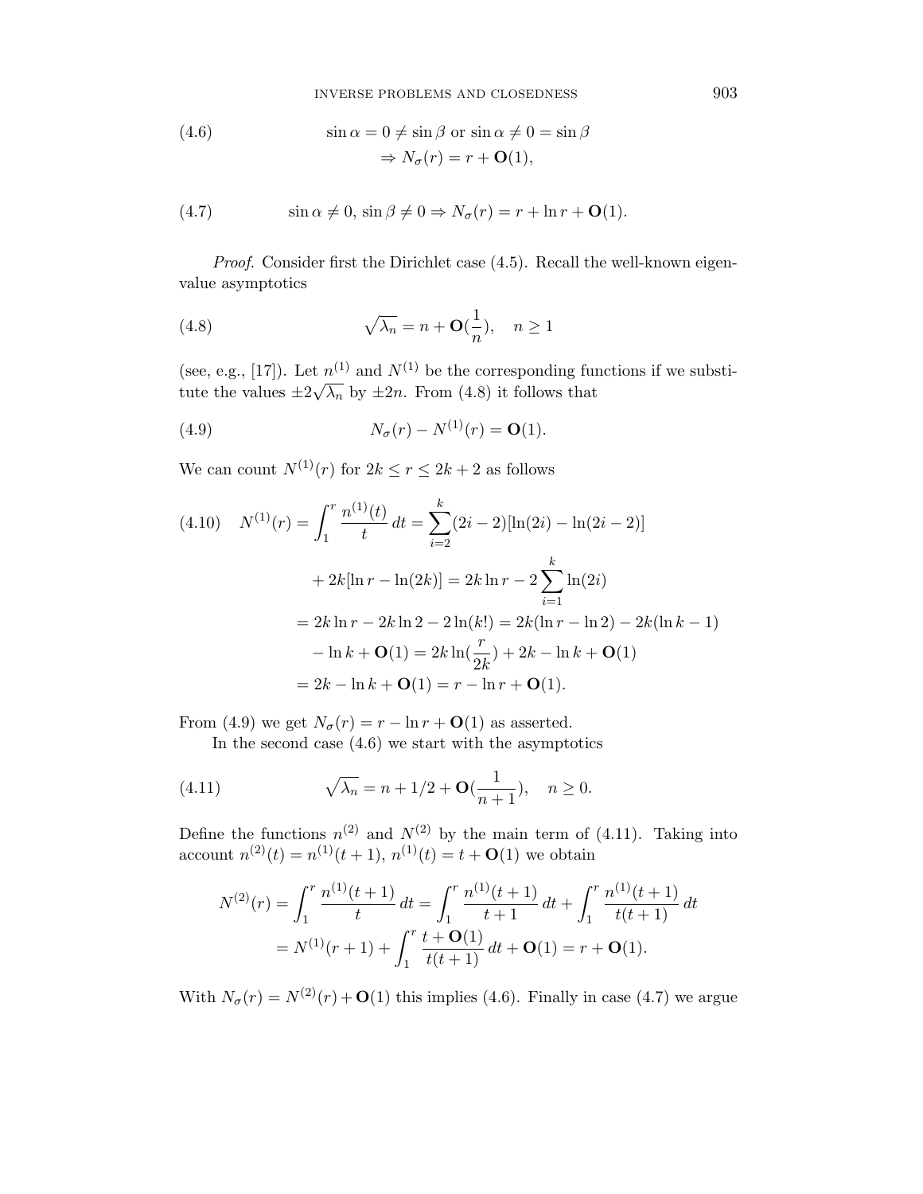$$\sin \alpha = 0 \neq \sin \beta \text{ or } \sin \alpha \neq 0 = \sin \beta \\ \Rightarrow N_\sigma(r) = r + \mathbf{O}(1), \tag{4.6}$$

$$\sin \alpha \neq 0,\ \sin \beta \neq 0 \Rightarrow N_\sigma(r) = r + \ln r + \mathbf{O}(1). \tag{4.7}$$

*Proof.* Consider first the Dirichlet case (4.5). Recall the well-known eigenvalue asymptotics

$$\sqrt{\lambda_n} = n + \mathbf{O}(\frac{1}{n}), \quad n \geq 1 \tag{4.8}$$

(see, e.g., [17]). Let $n^{(1)}$ and $N^{(1)}$ be the corresponding functions if we substitute the values $\pm 2\sqrt{\lambda_n}$ by $\pm 2n$. From (4.8) it follows that

$$N_\sigma(r) - N^{(1)}(r) = \mathbf{O}(1). \tag{4.9}$$

We can count $N^{(1)}(r)$ for $2k \leq r \leq 2k+2$ as follows

$$\begin{aligned} N^{(1)}(r) &= \int_1^r \frac{n^{(1)}(t)}{t}\, dt = \sum_{i=2}^{k} (2i-2)[\ln(2i) - \ln(2i-2)] \\ &\quad + 2k[\ln r - \ln(2k)] = 2k \ln r - 2\sum_{i=1}^{k} \ln(2i) \\ &= 2k \ln r - 2k \ln 2 - 2\ln(k!) = 2k(\ln r - \ln 2) - 2k(\ln k - 1) \\ &\quad - \ln k + \mathbf{O}(1) = 2k \ln(\frac{r}{2k}) + 2k - \ln k + \mathbf{O}(1) \\ &= 2k - \ln k + \mathbf{O}(1) = r - \ln r + \mathbf{O}(1). \end{aligned} \tag{4.10}$$

From (4.9) we get $N_\sigma(r) = r - \ln r + \mathbf{O}(1)$ as asserted.

In the second case (4.6) we start with the asymptotics

$$\sqrt{\lambda_n} = n + 1/2 + \mathbf{O}(\frac{1}{n+1}), \quad n \geq 0. \tag{4.11}$$

Define the functions $n^{(2)}$ and $N^{(2)}$ by the main term of (4.11). Taking into account $n^{(2)}(t) = n^{(1)}(t+1)$, $n^{(1)}(t) = t + \mathbf{O}(1)$ we obtain

$$\begin{aligned} N^{(2)}(r) &= \int_1^r \frac{n^{(1)}(t+1)}{t}\, dt = \int_1^r \frac{n^{(1)}(t+1)}{t+1}\, dt + \int_1^r \frac{n^{(1)}(t+1)}{t(t+1)}\, dt \\ &= N^{(1)}(r+1) + \int_1^r \frac{t + \mathbf{O}(1)}{t(t+1)}\, dt + \mathbf{O}(1) = r + \mathbf{O}(1). \end{aligned}$$

With $N_\sigma(r) = N^{(2)}(r) + \mathbf{O}(1)$ this implies (4.6). Finally in case (4.7) we argue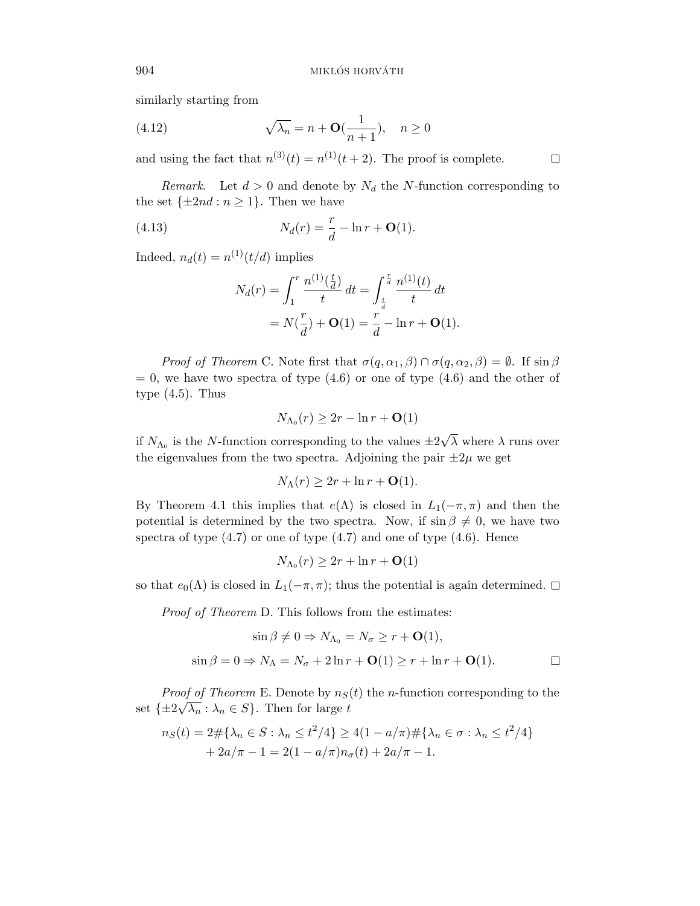similarly starting from

$$\sqrt{\lambda_n} = n + \mathbf{O}(\frac{1}{n+1}), \quad n \geq 0 \tag{4.12}$$

and using the fact that $n^{(3)}(t) = n^{(1)}(t+2)$. The proof is complete. $\square$

*Remark*. Let $d > 0$ and denote by $N_d$ the $N$-function corresponding to the set $\{\pm 2nd : n \geq 1\}$. Then we have

$$N_d(r) = \frac{r}{d} - \ln r + \mathbf{O}(1). \tag{4.13}$$

Indeed, $n_d(t) = n^{(1)}(t/d)$ implies

$$\begin{aligned} N_d(r) &= \int_1^r \frac{n^{(1)}(\frac{t}{d})}{t}\, dt = \int_{\frac{1}{d}}^{\frac{r}{d}} \frac{n^{(1)}(t)}{t}\, dt \\ &= N(\frac{r}{d}) + \mathbf{O}(1) = \frac{r}{d} - \ln r + \mathbf{O}(1). \end{aligned}$$

*Proof of Theorem* C. Note first that $\sigma(q, \alpha_1, \beta) \cap \sigma(q, \alpha_2, \beta) = \emptyset$. If $\sin\beta = 0$, we have two spectra of type (4.6) or one of type (4.6) and the other of type (4.5). Thus

$$N_{\Lambda_0}(r) \geq 2r - \ln r + \mathbf{O}(1)$$

if $N_{\Lambda_0}$ is the $N$-function corresponding to the values $\pm 2\sqrt{\lambda}$ where $\lambda$ runs over the eigenvalues from the two spectra. Adjoining the pair $\pm 2\mu$ we get

$$N_{\Lambda}(r) \geq 2r + \ln r + \mathbf{O}(1).$$

By Theorem 4.1 this implies that $e(\Lambda)$ is closed in $L_1(-\pi, \pi)$ and then the potential is determined by the two spectra. Now, if $\sin\beta \neq 0$, we have two spectra of type (4.7) or one of type (4.7) and one of type (4.6). Hence

$$N_{\Lambda_0}(r) \geq 2r + \ln r + \mathbf{O}(1)$$

so that $e_0(\Lambda)$ is closed in $L_1(-\pi, \pi)$; thus the potential is again determined. $\square$

*Proof of Theorem* D. This follows from the estimates:

$$\sin\beta \neq 0 \Rightarrow N_{\Lambda_0} = N_\sigma \geq r + \mathbf{O}(1),$$

$$\sin\beta = 0 \Rightarrow N_{\Lambda} = N_\sigma + 2\ln r + \mathbf{O}(1) \geq r + \ln r + \mathbf{O}(1). \qquad \square$$

*Proof of Theorem* E. Denote by $n_S(t)$ the $n$-function corresponding to the set $\{\pm 2\sqrt{\lambda_n} : \lambda_n \in S\}$. Then for large $t$

$$\begin{aligned} n_S(t) = 2\#\{\lambda_n \in S : \lambda_n \leq t^2/4\} &\geq 4(1 - a/\pi)\#\{\lambda_n \in \sigma : \lambda_n \leq t^2/4\} \\ &+ 2a/\pi - 1 = 2(1 - a/\pi)n_\sigma(t) + 2a/\pi - 1. \end{aligned}$$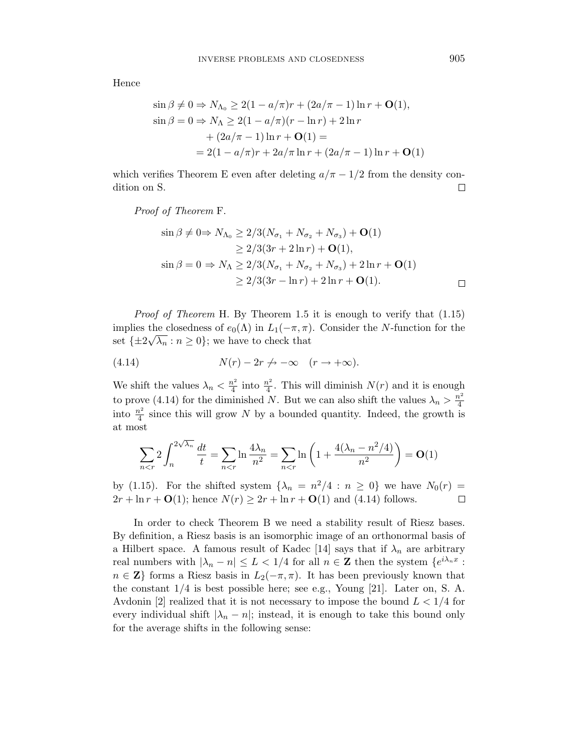Hence

$$
\begin{aligned}
\sin\beta \neq 0 &\Rightarrow N_{\Lambda_0} \geq 2(1 - a/\pi)r + (2a/\pi - 1)\ln r + \mathbf{O}(1),\\
\sin\beta = 0 &\Rightarrow N_{\Lambda} \geq 2(1 - a/\pi)(r - \ln r) + 2\ln r\\
&\qquad + (2a/\pi - 1)\ln r + \mathbf{O}(1) =\\
&\qquad = 2(1 - a/\pi)r + 2a/\pi \ln r + (2a/\pi - 1)\ln r + \mathbf{O}(1)
\end{aligned}
$$

which verifies Theorem E even after deleting $a/\pi - 1/2$ from the density condition on S. $\square$

*Proof of Theorem* F.

$$
\begin{aligned}
\sin\beta \neq 0 \Rightarrow N_{\Lambda_0} &\geq 2/3(N_{\sigma_1} + N_{\sigma_2} + N_{\sigma_3}) + \mathbf{O}(1)\\
&\geq 2/3(3r + 2\ln r) + \mathbf{O}(1),\\
\sin\beta = 0 \Rightarrow N_{\Lambda} &\geq 2/3(N_{\sigma_1} + N_{\sigma_2} + N_{\sigma_3}) + 2\ln r + \mathbf{O}(1)\\
&\geq 2/3(3r - \ln r) + 2\ln r + \mathbf{O}(1).
\end{aligned}
$$

$\square$

*Proof of Theorem* H. By Theorem 1.5 it is enough to verify that (1.15) implies the closedness of $e_0(\Lambda)$ in $L_1(-\pi, \pi)$. Consider the $N$-function for the set $\{\pm 2\sqrt{\lambda_n} : n \geq 0\}$; we have to check that

$$
N(r) - 2r \not\to -\infty \quad (r \to +\infty). \tag{4.14}
$$

We shift the values $\lambda_n < \frac{n^2}{4}$ into $\frac{n^2}{4}$. This will diminish $N(r)$ and it is enough to prove (4.14) for the diminished $N$. But we can also shift the values $\lambda_n > \frac{n^2}{4}$ into $\frac{n^2}{4}$ since this will grow $N$ by a bounded quantity. Indeed, the growth is at most

$$
\sum_{n<r} 2\int_n^{2\sqrt{\lambda_n}} \frac{dt}{t} = \sum_{n<r} \ln\frac{4\lambda_n}{n^2} = \sum_{n<r} \ln\left(1 + \frac{4(\lambda_n - n^2/4)}{n^2}\right) = \mathbf{O}(1)
$$

by (1.15). For the shifted system $\{\lambda_n = n^2/4 : n \geq 0\}$ we have $N_0(r) = 2r + \ln r + \mathbf{O}(1)$; hence $N(r) \geq 2r + \ln r + \mathbf{O}(1)$ and (4.14) follows. $\square$

In order to check Theorem B we need a stability result of Riesz bases. By definition, a Riesz basis is an isomorphic image of an orthonormal basis of a Hilbert space. A famous result of Kadec [14] says that if $\lambda_n$ are arbitrary real numbers with $|\lambda_n - n| \leq L < 1/4$ for all $n \in \mathbf{Z}$ then the system $\{e^{i\lambda_n x} : n \in \mathbf{Z}\}$ forms a Riesz basis in $L_2(-\pi, \pi)$. It has been previously known that the constant $1/4$ is best possible here; see e.g., Young [21]. Later on, S. A. Avdonin [2] realized that it is not necessary to impose the bound $L < 1/4$ for every individual shift $|\lambda_n - n|$; instead, it is enough to take this bound only for the average shifts in the following sense: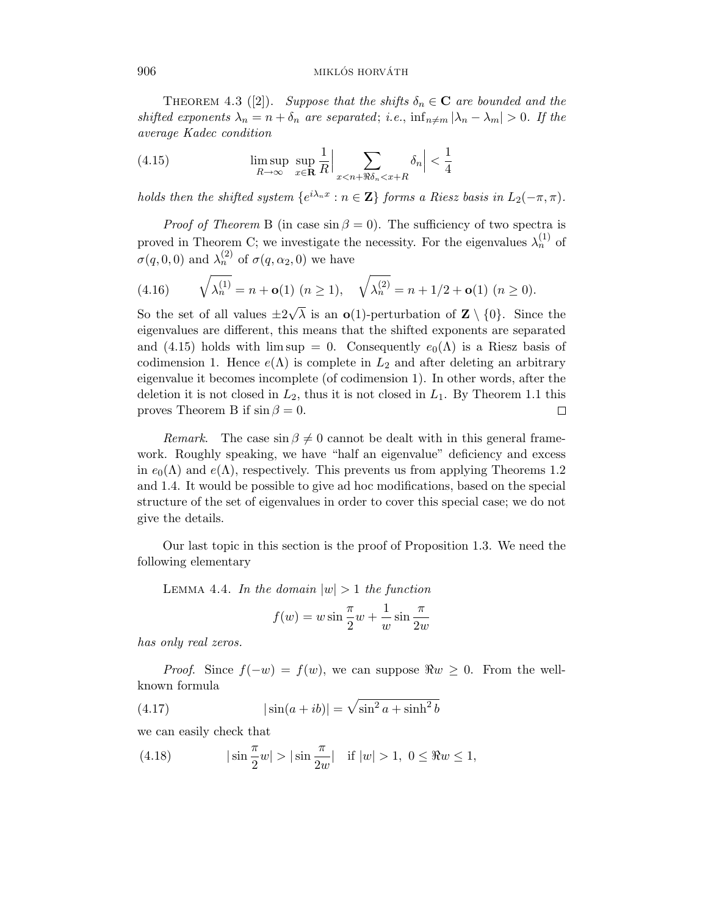THEOREM 4.3 ([2]). *Suppose that the shifts $\delta_n \in \mathbf{C}$ are bounded and the shifted exponents $\lambda_n = n + \delta_n$ are separated; i.e., $\inf_{n\neq m} |\lambda_n - \lambda_m| > 0$. If the average Kadec condition*

$$\limsup_{R\to\infty} \sup_{x\in\mathbf{R}} \frac{1}{R}\Big|\sum_{x<n+\Re\delta_n<x+R} \delta_n\Big| < \frac{1}{4} \tag{4.15}$$

*holds then the shifted system $\{e^{i\lambda_n x} : n \in \mathbf{Z}\}$ forms a Riesz basis in $L_2(-\pi, \pi)$.*

*Proof of Theorem* B (in case $\sin\beta = 0$). The sufficiency of two spectra is proved in Theorem C; we investigate the necessity. For the eigenvalues $\lambda_n^{(1)}$ of $\sigma(q, 0, 0)$ and $\lambda_n^{(2)}$ of $\sigma(q, \alpha_2, 0)$ we have

$$\sqrt{\lambda_n^{(1)}} = n + \mathbf{o}(1) \ (n \geq 1), \quad \sqrt{\lambda_n^{(2)}} = n + 1/2 + \mathbf{o}(1) \ (n \geq 0). \tag{4.16}$$

So the set of all values $\pm 2\sqrt{\lambda}$ is an $\mathbf{o}(1)$-perturbation of $\mathbf{Z} \setminus \{0\}$. Since the eigenvalues are different, this means that the shifted exponents are separated and (4.15) holds with $\limsup = 0$. Consequently $e_0(\Lambda)$ is a Riesz basis of codimension 1. Hence $e(\Lambda)$ is complete in $L_2$ and after deleting an arbitrary eigenvalue it becomes incomplete (of codimension 1). In other words, after the deletion it is not closed in $L_2$, thus it is not closed in $L_1$. By Theorem 1.1 this proves Theorem B if $\sin\beta = 0$. $\square$

*Remark*. The case $\sin\beta \neq 0$ cannot be dealt with in this general framework. Roughly speaking, we have "half an eigenvalue" deficiency and excess in $e_0(\Lambda)$ and $e(\Lambda)$, respectively. This prevents us from applying Theorems 1.2 and 1.4. It would be possible to give ad hoc modifications, based on the special structure of the set of eigenvalues in order to cover this special case; we do not give the details.

Our last topic in this section is the proof of Proposition 1.3. We need the following elementary

LEMMA 4.4. *In the domain $|w| > 1$ the function*

$$f(w) = w \sin\frac{\pi}{2}w + \frac{1}{w}\sin\frac{\pi}{2w}$$

*has only real zeros.*

*Proof*. Since $f(-w) = f(w)$, we can suppose $\Re w \geq 0$. From the well-known formula

$$|\sin(a + ib)| = \sqrt{\sin^2 a + \sinh^2 b} \tag{4.17}$$

we can easily check that

$$|\sin\frac{\pi}{2}w| > |\sin\frac{\pi}{2w}| \quad \text{if } |w| > 1,\ 0 \leq \Re w \leq 1, \tag{4.18}$$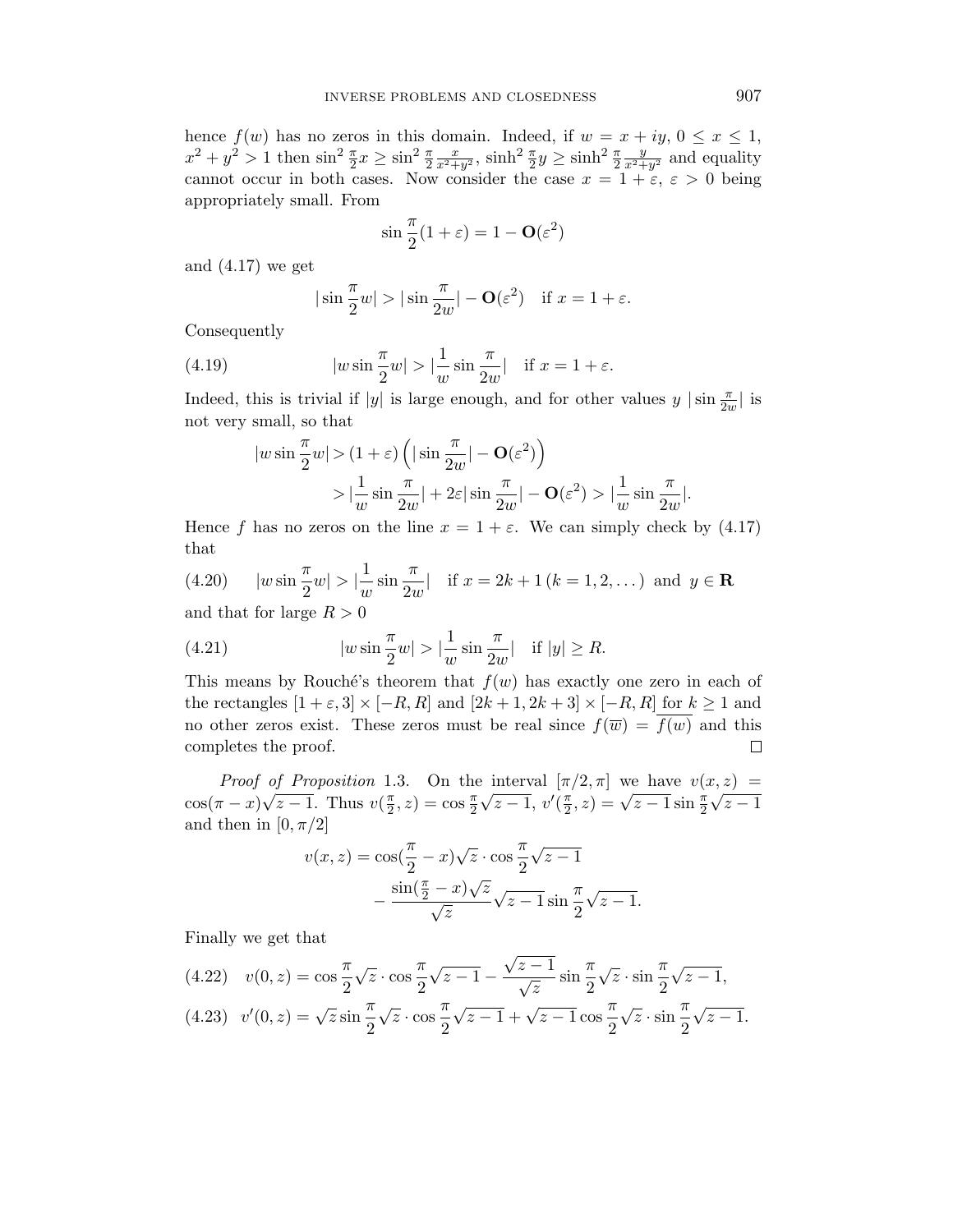hence $f(w)$ has no zeros in this domain. Indeed, if $w = x + iy$, $0 \le x \le 1$, $x^2 + y^2 > 1$ then $\sin^2 \frac{\pi}{2} x \ge \sin^2 \frac{\pi}{2} \frac{x}{x^2+y^2}$, $\sinh^2 \frac{\pi}{2} y \ge \sinh^2 \frac{\pi}{2} \frac{y}{x^2+y^2}$ and equality cannot occur in both cases. Now consider the case $x = 1 + \varepsilon$, $\varepsilon > 0$ being appropriately small. From

$$\sin \frac{\pi}{2}(1+\varepsilon) = 1 - \mathbf{O}(\varepsilon^2)$$

and (4.17) we get

$$|\sin \frac{\pi}{2} w| > |\sin \frac{\pi}{2w}| - \mathbf{O}(\varepsilon^2) \quad \text{if } x = 1 + \varepsilon.$$

Consequently

$$|w \sin \frac{\pi}{2} w| > |\frac{1}{w} \sin \frac{\pi}{2w}| \quad \text{if } x = 1 + \varepsilon. \tag{4.19}$$

Indeed, this is trivial if $|y|$ is large enough, and for other values $y$ $|\sin \frac{\pi}{2w}|$ is not very small, so that

$$\begin{aligned} |w \sin \frac{\pi}{2} w| &> (1+\varepsilon)\Big(|\sin \frac{\pi}{2w}| - \mathbf{O}(\varepsilon^2)\Big) \\ &> |\frac{1}{w} \sin \frac{\pi}{2w}| + 2\varepsilon |\sin \frac{\pi}{2w}| - \mathbf{O}(\varepsilon^2) > |\frac{1}{w} \sin \frac{\pi}{2w}|. \end{aligned}$$

Hence $f$ has no zeros on the line $x = 1 + \varepsilon$. We can simply check by (4.17) that

$$|w \sin \frac{\pi}{2} w| > |\frac{1}{w} \sin \frac{\pi}{2w}| \quad \text{if } x = 2k+1 \, (k = 1, 2, \dots) \text{ and } y \in \mathbf{R} \tag{4.20}$$

and that for large $R > 0$

$$|w \sin \frac{\pi}{2} w| > |\frac{1}{w} \sin \frac{\pi}{2w}| \quad \text{if } |y| \ge R. \tag{4.21}$$

This means by Rouché's theorem that $f(w)$ has exactly one zero in each of the rectangles $[1+\varepsilon, 3] \times [-R, R]$ and $[2k+1, 2k+3] \times [-R, R]$ for $k \ge 1$ and no other zeros exist. These zeros must be real since $f(\overline{w}) = \overline{f(w)}$ and this completes the proof. ∎

*Proof of Proposition* 1.3. On the interval $[\pi/2, \pi]$ we have $v(x, z) = \cos(\pi - x)\sqrt{z-1}$. Thus $v(\frac{\pi}{2}, z) = \cos \frac{\pi}{2}\sqrt{z-1}$, $v'(\frac{\pi}{2}, z) = \sqrt{z-1} \sin \frac{\pi}{2} \sqrt{z-1}$ and then in $[0, \pi/2]$

$$\begin{aligned} v(x, z) &= \cos(\frac{\pi}{2} - x)\sqrt{z} \cdot \cos \frac{\pi}{2}\sqrt{z-1} \\ &\quad - \frac{\sin(\frac{\pi}{2} - x)\sqrt{z}}{\sqrt{z}} \sqrt{z-1} \sin \frac{\pi}{2}\sqrt{z-1}. \end{aligned}$$

Finally we get that

$$v(0, z) = \cos \frac{\pi}{2}\sqrt{z} \cdot \cos \frac{\pi}{2}\sqrt{z-1} - \frac{\sqrt{z-1}}{\sqrt{z}} \sin \frac{\pi}{2}\sqrt{z} \cdot \sin \frac{\pi}{2}\sqrt{z-1}, \tag{4.22}$$

$$v'(0, z) = \sqrt{z} \sin \frac{\pi}{2}\sqrt{z} \cdot \cos \frac{\pi}{2}\sqrt{z-1} + \sqrt{z-1} \cos \frac{\pi}{2}\sqrt{z} \cdot \sin \frac{\pi}{2}\sqrt{z-1}. \tag{4.23}$$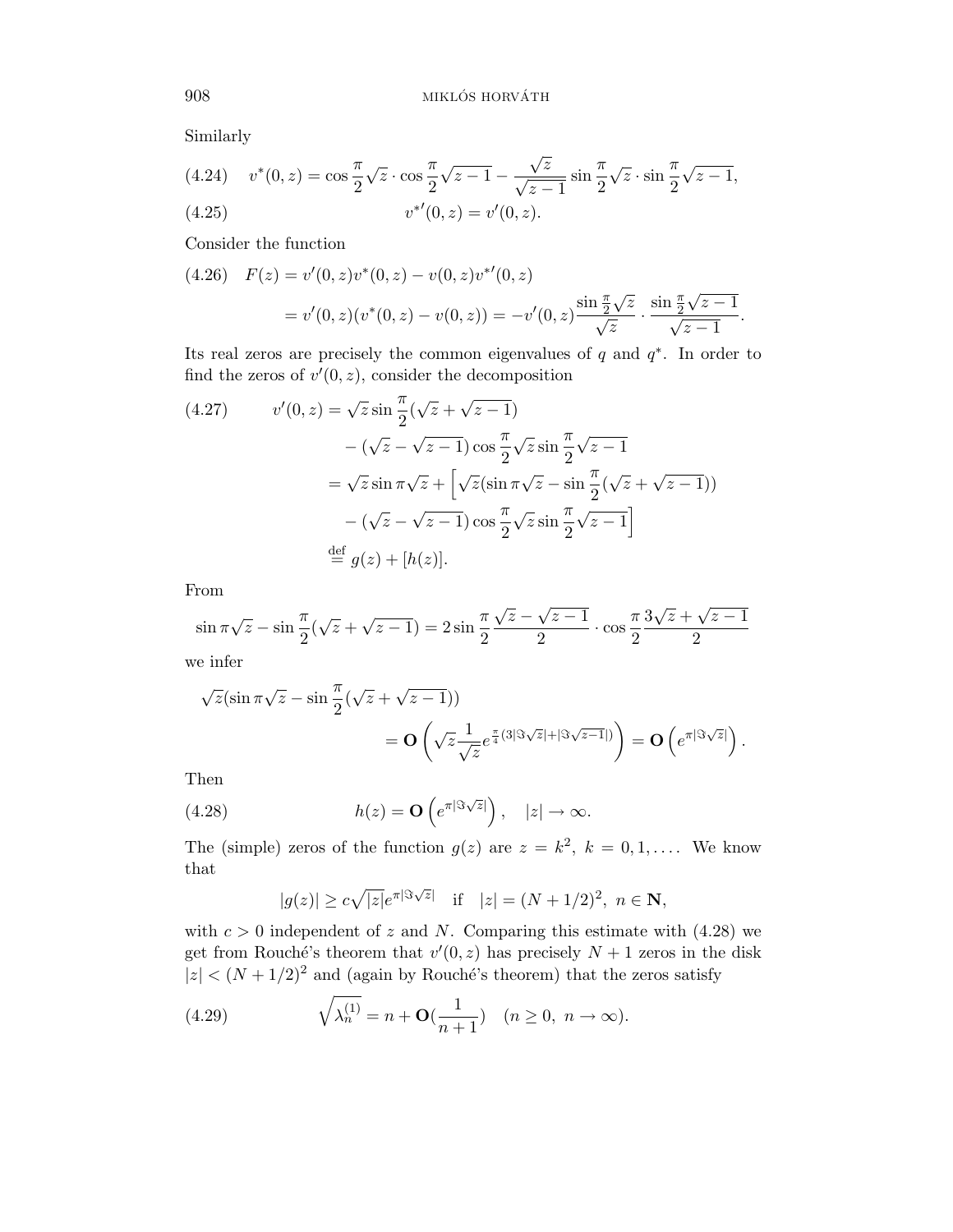Similarly

$$v^*(0,z) = \cos\frac{\pi}{2}\sqrt{z}\cdot\cos\frac{\pi}{2}\sqrt{z-1} - \frac{\sqrt{z}}{\sqrt{z-1}}\sin\frac{\pi}{2}\sqrt{z}\cdot\sin\frac{\pi}{2}\sqrt{z-1}, \tag{4.24}$$

$$v^{*\prime}(0,z) = v'(0,z). \tag{4.25}$$

Consider the function

$$\begin{aligned} F(z) &= v'(0,z)v^*(0,z) - v(0,z)v^{*\prime}(0,z) \\ &= v'(0,z)(v^*(0,z) - v(0,z)) = -v'(0,z)\frac{\sin\frac{\pi}{2}\sqrt{z}}{\sqrt{z}}\cdot\frac{\sin\frac{\pi}{2}\sqrt{z-1}}{\sqrt{z-1}}. \end{aligned} \tag{4.26}$$

Its real zeros are precisely the common eigenvalues of $q$ and $q^*$. In order to find the zeros of $v'(0,z)$, consider the decomposition

$$\begin{aligned} v'(0,z) &= \sqrt{z}\sin\frac{\pi}{2}(\sqrt{z}+\sqrt{z-1}) \\ &\quad - (\sqrt{z}-\sqrt{z-1})\cos\frac{\pi}{2}\sqrt{z}\sin\frac{\pi}{2}\sqrt{z-1} \\ &= \sqrt{z}\sin\pi\sqrt{z} + \Big[\sqrt{z}(\sin\pi\sqrt{z} - \sin\frac{\pi}{2}(\sqrt{z}+\sqrt{z-1})) \\ &\quad - (\sqrt{z}-\sqrt{z-1})\cos\frac{\pi}{2}\sqrt{z}\sin\frac{\pi}{2}\sqrt{z-1}\Big] \\ &\overset{\text{def}}{=} g(z) + [h(z)]. \end{aligned} \tag{4.27}$$

From

$$\sin\pi\sqrt{z} - \sin\frac{\pi}{2}(\sqrt{z}+\sqrt{z-1}) = 2\sin\frac{\pi}{2}\frac{\sqrt{z}-\sqrt{z-1}}{2}\cdot\cos\frac{\pi}{2}\frac{3\sqrt{z}+\sqrt{z-1}}{2}$$

we infer

$$\begin{aligned} \sqrt{z}(\sin\pi\sqrt{z} - \sin\frac{\pi}{2}(\sqrt{z}+\sqrt{z-1})) \\ = \mathbf{O}\left(\sqrt{z}\frac{1}{\sqrt{z}}e^{\frac{\pi}{4}(3|\Im\sqrt{z}|+|\Im\sqrt{z-1}|)}\right) = \mathbf{O}\left(e^{\pi|\Im\sqrt{z}|}\right). \end{aligned}$$

Then

$$h(z) = \mathbf{O}\left(e^{\pi|\Im\sqrt{z}|}\right), \quad |z|\to\infty. \tag{4.28}$$

The (simple) zeros of the function $g(z)$ are $z = k^2$, $k = 0, 1, \ldots$. We know that

$$|g(z)| \geq c\sqrt{|z|}e^{\pi|\Im\sqrt{z}|} \quad \text{if} \quad |z| = (N+1/2)^2,\ n\in\mathbf{N},$$

with $c > 0$ independent of $z$ and $N$. Comparing this estimate with (4.28) we get from Rouché's theorem that $v'(0,z)$ has precisely $N+1$ zeros in the disk $|z| < (N+1/2)^2$ and (again by Rouché's theorem) that the zeros satisfy

$$\sqrt{\lambda_n^{(1)}} = n + \mathbf{O}(\frac{1}{n+1}) \quad (n\geq 0,\ n\to\infty). \tag{4.29}$$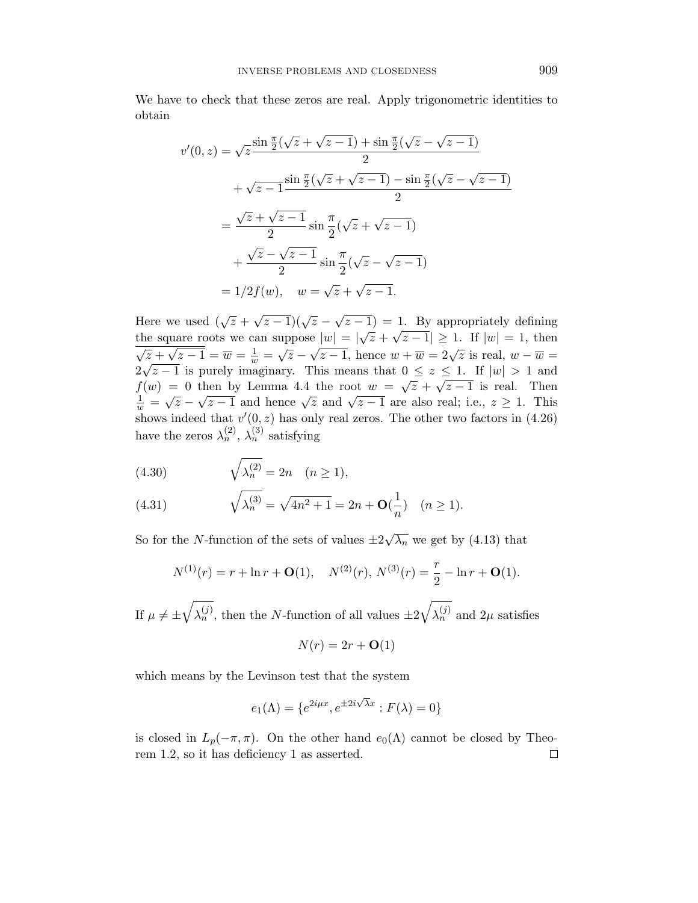We have to check that these zeros are real. Apply trigonometric identities to obtain

$$
\begin{aligned}
v'(0,z) &= \sqrt{z}\frac{\sin\frac{\pi}{2}(\sqrt{z}+\sqrt{z-1})+\sin\frac{\pi}{2}(\sqrt{z}-\sqrt{z-1})}{2} \\
&\quad + \sqrt{z-1}\frac{\sin\frac{\pi}{2}(\sqrt{z}+\sqrt{z-1})-\sin\frac{\pi}{2}(\sqrt{z}-\sqrt{z-1})}{2} \\
&= \frac{\sqrt{z}+\sqrt{z-1}}{2}\sin\frac{\pi}{2}(\sqrt{z}+\sqrt{z-1}) \\
&\quad + \frac{\sqrt{z}-\sqrt{z-1}}{2}\sin\frac{\pi}{2}(\sqrt{z}-\sqrt{z-1}) \\
&= 1/2 f(w), \quad w = \sqrt{z}+\sqrt{z-1}.
\end{aligned}
$$

Here we used $(\sqrt{z}+\sqrt{z-1})(\sqrt{z}-\sqrt{z-1}) = 1$. By appropriately defining the square roots we can suppose $|w| = |\sqrt{z}+\sqrt{z-1}| \geq 1$. If $|w| = 1$, then $\overline{\sqrt{z}+\sqrt{z-1}} = \overline{w} = \frac{1}{w} = \sqrt{z}-\sqrt{z-1}$, hence $w+\overline{w} = 2\sqrt{z}$ is real, $w-\overline{w} = 2\sqrt{z-1}$ is purely imaginary. This means that $0 \leq z \leq 1$. If $|w| > 1$ and $f(w) = 0$ then by Lemma 4.4 the root $w = \sqrt{z}+\sqrt{z-1}$ is real. Then $\frac{1}{w} = \sqrt{z}-\sqrt{z-1}$ and hence $\sqrt{z}$ and $\sqrt{z-1}$ are also real; i.e., $z \geq 1$. This shows indeed that $v'(0,z)$ has only real zeros. The other two factors in (4.26) have the zeros $\lambda_n^{(2)}$, $\lambda_n^{(3)}$ satisfying

$$
\sqrt{\lambda_n^{(2)}} = 2n \quad (n \geq 1), \tag{4.30}
$$

$$
\sqrt{\lambda_n^{(3)}} = \sqrt{4n^2+1} = 2n + \mathbf{O}(\frac{1}{n}) \quad (n \geq 1). \tag{4.31}
$$

So for the $N$-function of the sets of values $\pm 2\sqrt{\lambda_n}$ we get by (4.13) that

$$
N^{(1)}(r) = r + \ln r + \mathbf{O}(1), \quad N^{(2)}(r),\, N^{(3)}(r) = \frac{r}{2} - \ln r + \mathbf{O}(1).
$$

If $\mu \neq \pm\sqrt{\lambda_n^{(j)}}$, then the $N$-function of all values $\pm 2\sqrt{\lambda_n^{(j)}}$ and $2\mu$ satisfies

$$
N(r) = 2r + \mathbf{O}(1)
$$

which means by the Levinson test that the system

$$
e_1(\Lambda) = \{e^{2i\mu x}, e^{\pm 2i\sqrt{\lambda}x} : F(\lambda) = 0\}
$$

is closed in $L_p(-\pi,\pi)$. On the other hand $e_0(\Lambda)$ cannot be closed by Theorem 1.2, so it has deficiency 1 as asserted. $\square$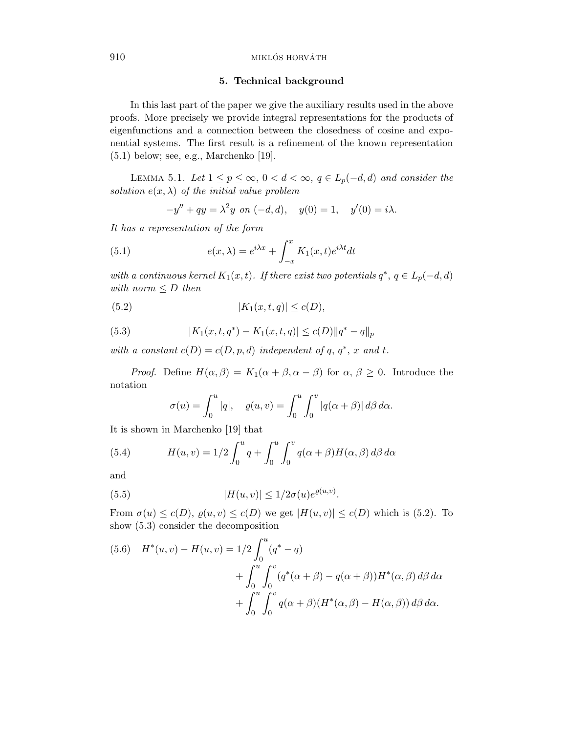## 5. Technical background

In this last part of the paper we give the auxiliary results used in the above proofs. More precisely we provide integral representations for the products of eigenfunctions and a connection between the closedness of cosine and exponential systems. The first result is a refinement of the known representation (5.1) below; see, e.g., Marchenko [19].

LEMMA 5.1. *Let $1 \le p \le \infty$, $0 < d < \infty$, $q \in L_p(-d,d)$ and consider the solution $e(x,\lambda)$ of the initial value problem*

$$-y'' + qy = \lambda^2 y \text{ on } (-d,d), \quad y(0) = 1, \quad y'(0) = i\lambda.$$

*It has a representation of the form*

$$e(x,\lambda) = e^{i\lambda x} + \int_{-x}^{x} K_1(x,t) e^{i\lambda t} dt \tag{5.1}$$

*with a continuous kernel $K_1(x,t)$. If there exist two potentials $q^*$, $q \in L_p(-d,d)$ with norm $\le D$ then*

$$|K_1(x,t,q)| \le c(D), \tag{5.2}$$

$$|K_1(x,t,q^*) - K_1(x,t,q)| \le c(D)\|q^* - q\|_p \tag{5.3}$$

*with a constant $c(D) = c(D,p,d)$ independent of $q$, $q^*$, $x$ and $t$.*

*Proof.* Define $H(\alpha,\beta) = K_1(\alpha+\beta, \alpha-\beta)$ for $\alpha$, $\beta \ge 0$. Introduce the notation

$$\sigma(u) = \int_0^u |q|, \quad \varrho(u,v) = \int_0^u \int_0^v |q(\alpha+\beta)|\, d\beta\, d\alpha.$$

It is shown in Marchenko [19] that

$$H(u,v) = 1/2 \int_0^u q + \int_0^u \int_0^v q(\alpha+\beta) H(\alpha,\beta)\, d\beta\, d\alpha \tag{5.4}$$

and

$$|H(u,v)| \le 1/2 \sigma(u) e^{\varrho(u,v)}. \tag{5.5}$$

From $\sigma(u) \le c(D)$, $\varrho(u,v) \le c(D)$ we get $|H(u,v)| \le c(D)$ which is (5.2). To show (5.3) consider the decomposition

$$\begin{aligned} H^*(u,v) - H(u,v) = {} & 1/2 \int_0^u (q^* - q) \\ & + \int_0^u \int_0^v (q^*(\alpha+\beta) - q(\alpha+\beta)) H^*(\alpha,\beta)\, d\beta\, d\alpha \\ & + \int_0^u \int_0^v q(\alpha+\beta)(H^*(\alpha,\beta) - H(\alpha,\beta))\, d\beta\, d\alpha. \end{aligned} \tag{5.6}$$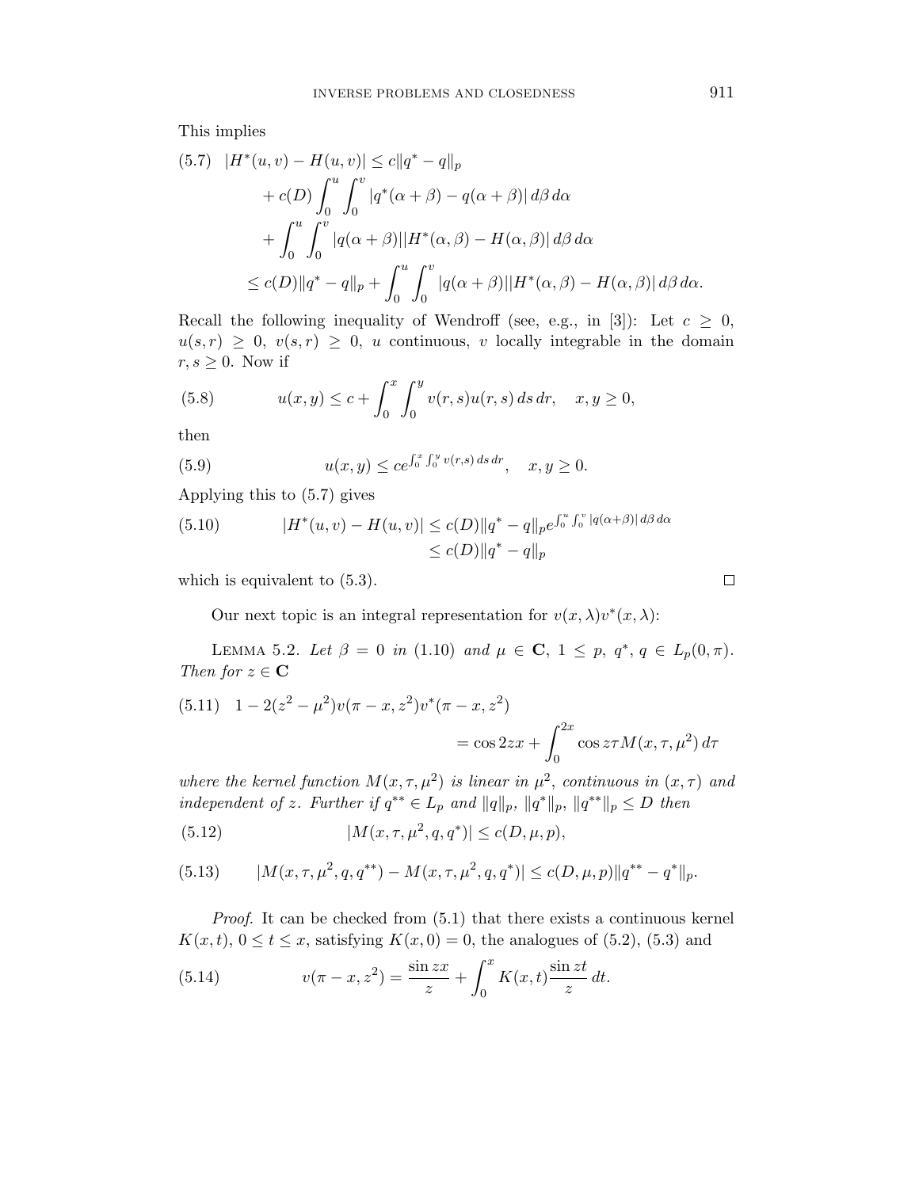This implies

$$
\begin{aligned}
(5.7)\quad |H^*(u,v) - H(u,v)| &\le c\|q^* - q\|_p \\
&\quad + c(D)\int_0^u \int_0^v |q^*(\alpha+\beta) - q(\alpha+\beta)|\,d\beta\,d\alpha \\
&\quad + \int_0^u \int_0^v |q(\alpha+\beta)||H^*(\alpha,\beta) - H(\alpha,\beta)|\,d\beta\,d\alpha \\
&\le c(D)\|q^* - q\|_p + \int_0^u \int_0^v |q(\alpha+\beta)||H^*(\alpha,\beta) - H(\alpha,\beta)|\,d\beta\,d\alpha.
\end{aligned}
$$

Recall the following inequality of Wendroff (see, e.g., in [3]): Let $c \ge 0$, $u(s,r) \ge 0$, $v(s,r) \ge 0$, $u$ continuous, $v$ locally integrable in the domain $r, s \ge 0$. Now if

$$
(5.8)\qquad u(x,y) \le c + \int_0^x \int_0^y v(r,s)u(r,s)\,ds\,dr, \quad x, y \ge 0,
$$

then

$$
(5.9)\qquad u(x,y) \le c e^{\int_0^x \int_0^y v(r,s)\,ds\,dr}, \quad x, y \ge 0.
$$

Applying this to (5.7) gives

$$
\begin{aligned}
(5.10)\qquad |H^*(u,v) - H(u,v)| &\le c(D)\|q^* - q\|_p e^{\int_0^u \int_0^v |q(\alpha+\beta)|\,d\beta\,d\alpha} \\
&\le c(D)\|q^* - q\|_p
\end{aligned}
$$

which is equivalent to (5.3). $\square$

Our next topic is an integral representation for $v(x,\lambda)v^*(x,\lambda)$:

LEMMA 5.2. *Let $\beta = 0$ in (1.10) and $\mu \in \mathbf{C}$, $1 \le p$, $q^*, q \in L_p(0,\pi)$. Then for $z \in \mathbf{C}$*

$$
\begin{aligned}
(5.11)\quad 1 - 2(z^2 - \mu^2)v(\pi - x, z^2)v^*(\pi - x, z^2) \\
= \cos 2zx + \int_0^{2x} \cos z\tau M(x,\tau,\mu^2)\,d\tau
\end{aligned}
$$

*where the kernel function $M(x,\tau,\mu^2)$ is linear in $\mu^2$, continuous in $(x,\tau)$ and independent of $z$. Further if $q^{**} \in L_p$ and $\|q\|_p$, $\|q^*\|_p$, $\|q^{**}\|_p \le D$ then*

$$
(5.12)\qquad |M(x,\tau,\mu^2,q,q^*)| \le c(D,\mu,p),
$$

$$
(5.13)\qquad |M(x,\tau,\mu^2,q,q^{**}) - M(x,\tau,\mu^2,q,q^*)| \le c(D,\mu,p)\|q^{**} - q^*\|_p.
$$

*Proof.* It can be checked from (5.1) that there exists a continuous kernel $K(x,t)$, $0 \le t \le x$, satisfying $K(x,0) = 0$, the analogues of (5.2), (5.3) and

$$
(5.14)\qquad v(\pi - x, z^2) = \frac{\sin zx}{z} + \int_0^x K(x,t)\frac{\sin zt}{z}\,dt.
$$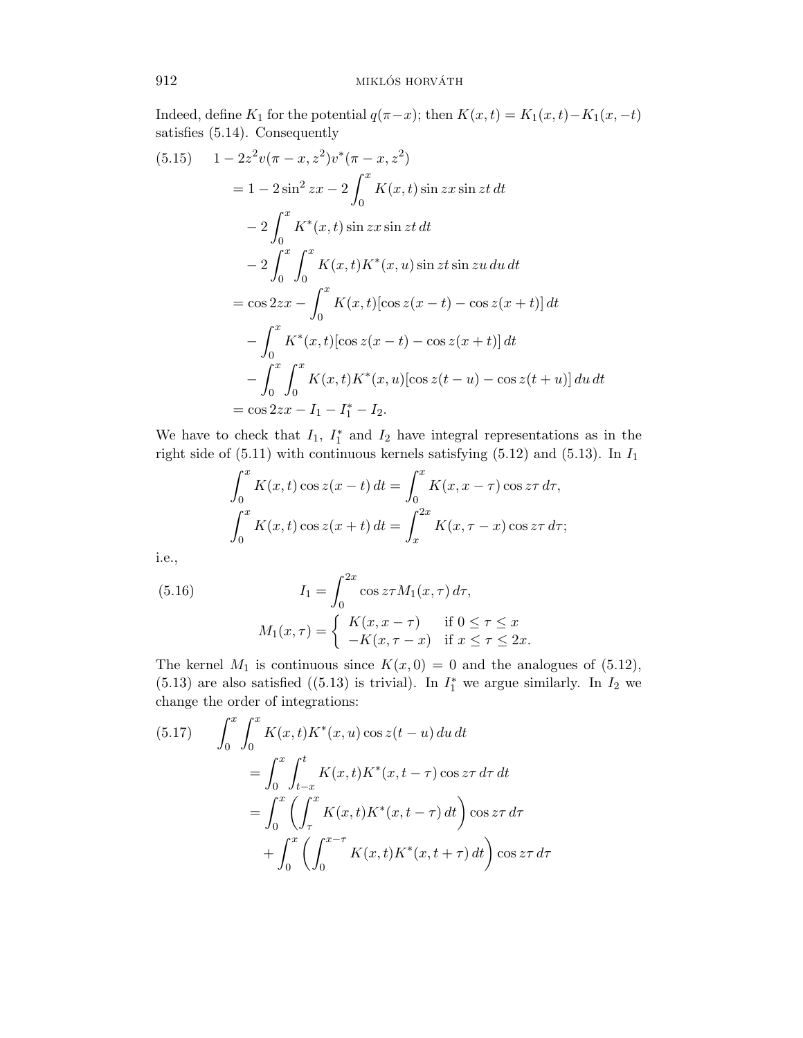Indeed, define $K_1$ for the potential $q(\pi - x)$; then $K(x,t) = K_1(x,t) - K_1(x,-t)$ satisfies (5.14). Consequently

$$
\begin{aligned}
(5.15) \quad & 1 - 2z^2 v(\pi - x, z^2) v^*(\pi - x, z^2) \\
&= 1 - 2\sin^2 zx - 2\int_0^x K(x,t) \sin zx \sin zt \, dt \\
&\quad - 2\int_0^x K^*(x,t) \sin zx \sin zt \, dt \\
&\quad - 2\int_0^x \int_0^x K(x,t) K^*(x,u) \sin zt \sin zu \, du \, dt \\
&= \cos 2zx - \int_0^x K(x,t)[\cos z(x-t) - \cos z(x+t)] \, dt \\
&\quad - \int_0^x K^*(x,t)[\cos z(x-t) - \cos z(x+t)] \, dt \\
&\quad - \int_0^x \int_0^x K(x,t) K^*(x,u)[\cos z(t-u) - \cos z(t+u)] \, du \, dt \\
&= \cos 2zx - I_1 - I_1^* - I_2.
\end{aligned}
$$

We have to check that $I_1$, $I_1^*$ and $I_2$ have integral representations as in the right side of (5.11) with continuous kernels satisfying (5.12) and (5.13). In $I_1$

$$
\int_0^x K(x,t) \cos z(x-t) \, dt = \int_0^x K(x, x-\tau) \cos z\tau \, d\tau,
$$

$$
\int_0^x K(x,t) \cos z(x+t) \, dt = \int_x^{2x} K(x, \tau - x) \cos z\tau \, d\tau;
$$

i.e.,

$$
(5.16) \qquad I_1 = \int_0^{2x} \cos z\tau M_1(x,\tau) \, d\tau,
$$

$$
M_1(x,\tau) = \begin{cases} K(x, x-\tau) & \text{if } 0 \le \tau \le x \\ -K(x, \tau - x) & \text{if } x \le \tau \le 2x. \end{cases}
$$

The kernel $M_1$ is continuous since $K(x,0) = 0$ and the analogues of (5.12), (5.13) are also satisfied ((5.13) is trivial). In $I_1^*$ we argue similarly. In $I_2$ we change the order of integrations:

$$
\begin{aligned}
(5.17) \quad & \int_0^x \int_0^x K(x,t) K^*(x,u) \cos z(t-u) \, du \, dt \\
&= \int_0^x \int_{t-x}^t K(x,t) K^*(x, t-\tau) \cos z\tau \, d\tau \, dt \\
&= \int_0^x \left( \int_\tau^x K(x,t) K^*(x, t-\tau) \, dt \right) \cos z\tau \, d\tau \\
&\quad + \int_0^x \left( \int_0^{x-\tau} K(x,t) K^*(x, t+\tau) \, dt \right) \cos z\tau \, d\tau
\end{aligned}
$$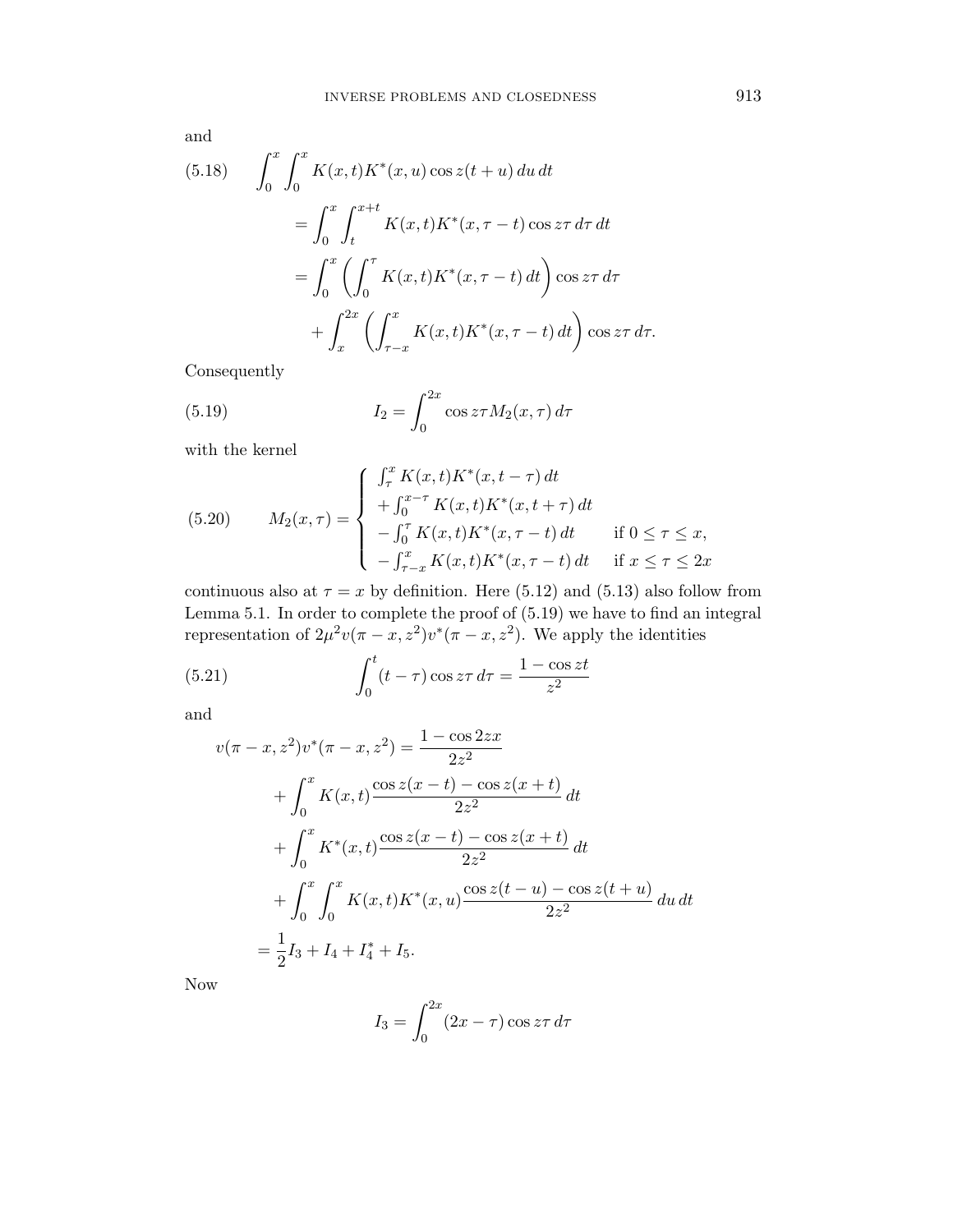and

$$
\begin{aligned}
(5.18)\qquad \int_0^x \int_0^x & K(x,t)K^*(x,u)\cos z(t+u)\,du\,dt \\
&= \int_0^x \int_t^{x+t} K(x,t)K^*(x,\tau-t)\cos z\tau\,d\tau\,dt \\
&= \int_0^x \left(\int_0^\tau K(x,t)K^*(x,\tau-t)\,dt\right)\cos z\tau\,d\tau \\
&\quad + \int_x^{2x} \left(\int_{\tau-x}^x K(x,t)K^*(x,\tau-t)\,dt\right)\cos z\tau\,d\tau.
\end{aligned}
$$

Consequently

$$
(5.19)\qquad I_2 = \int_0^{2x} \cos z\tau M_2(x,\tau)\,d\tau
$$

with the kernel

$$
(5.20)\qquad M_2(x,\tau) = \begin{cases} \int_\tau^x K(x,t)K^*(x,t-\tau)\,dt \\ +\int_0^{x-\tau} K(x,t)K^*(x,t+\tau)\,dt \\ -\int_0^\tau K(x,t)K^*(x,\tau-t)\,dt & \text{if } 0 \le \tau \le x, \\ -\int_{\tau-x}^x K(x,t)K^*(x,\tau-t)\,dt & \text{if } x \le \tau \le 2x \end{cases}
$$

continuous also at $\tau = x$ by definition. Here (5.12) and (5.13) also follow from Lemma 5.1. In order to complete the proof of (5.19) we have to find an integral representation of $2\mu^2 v(\pi-x,z^2)v^*(\pi-x,z^2)$. We apply the identities

$$
(5.21)\qquad \int_0^t (t-\tau)\cos z\tau\,d\tau = \frac{1-\cos zt}{z^2}
$$

and

$$
\begin{aligned}
v(\pi-x,z^2)v^*(\pi-x,z^2) &= \frac{1-\cos 2zx}{2z^2} \\
&\quad + \int_0^x K(x,t)\frac{\cos z(x-t)-\cos z(x+t)}{2z^2}\,dt \\
&\quad + \int_0^x K^*(x,t)\frac{\cos z(x-t)-\cos z(x+t)}{2z^2}\,dt \\
&\quad + \int_0^x \int_0^x K(x,t)K^*(x,u)\frac{\cos z(t-u)-\cos z(t+u)}{2z^2}\,du\,dt \\
&= \frac{1}{2}I_3 + I_4 + I_4^* + I_5.
\end{aligned}
$$

Now

$$
I_3 = \int_0^{2x} (2x-\tau)\cos z\tau\,d\tau
$$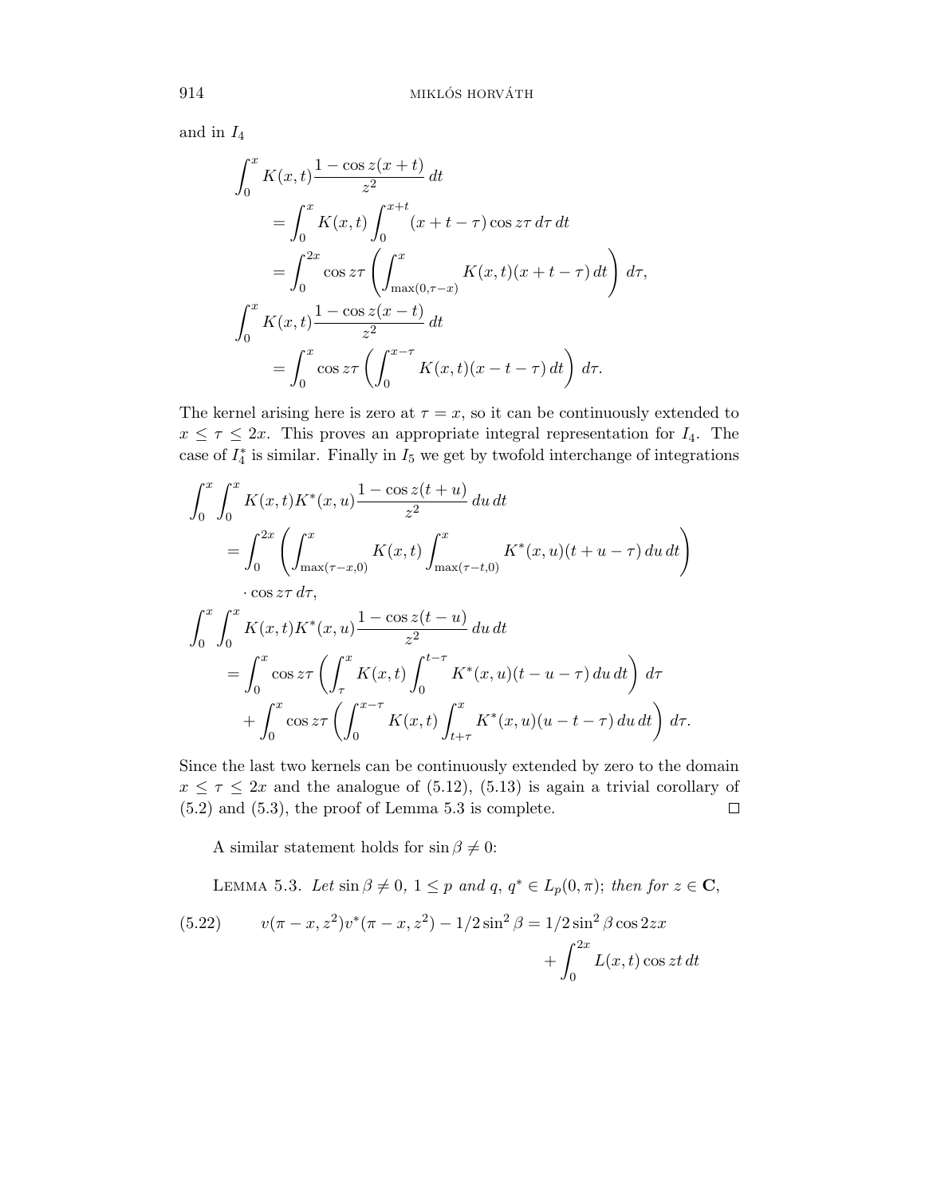and in $I_4$

$$
\begin{aligned}
\int_0^x & K(x,t)\frac{1-\cos z(x+t)}{z^2}\,dt \\
&= \int_0^x K(x,t)\int_0^{x+t}(x+t-\tau)\cos z\tau\,d\tau\,dt \\
&= \int_0^{2x}\cos z\tau\left(\int_{\max(0,\tau-x)}^x K(x,t)(x+t-\tau)\,dt\right)\,d\tau, \\
\int_0^x & K(x,t)\frac{1-\cos z(x-t)}{z^2}\,dt \\
&= \int_0^x \cos z\tau\left(\int_0^{x-\tau}K(x,t)(x-t-\tau)\,dt\right)\,d\tau.
\end{aligned}
$$

The kernel arising here is zero at $\tau = x$, so it can be continuously extended to $x \le \tau \le 2x$. This proves an appropriate integral representation for $I_4$. The case of $I_4^*$ is similar. Finally in $I_5$ we get by twofold interchange of integrations

$$
\begin{aligned}
\int_0^x \int_0^x & K(x,t)K^*(x,u)\frac{1-\cos z(t+u)}{z^2}\,du\,dt \\
&= \int_0^{2x}\left(\int_{\max(\tau-x,0)}^x K(x,t)\int_{\max(\tau-t,0)}^x K^*(x,u)(t+u-\tau)\,du\,dt\right) \\
&\quad \cdot \cos z\tau\,d\tau, \\
\int_0^x \int_0^x & K(x,t)K^*(x,u)\frac{1-\cos z(t-u)}{z^2}\,du\,dt \\
&= \int_0^x \cos z\tau\left(\int_\tau^x K(x,t)\int_0^{t-\tau}K^*(x,u)(t-u-\tau)\,du\,dt\right)\,d\tau \\
&\quad + \int_0^x \cos z\tau\left(\int_0^{x-\tau}K(x,t)\int_{t+\tau}^x K^*(x,u)(u-t-\tau)\,du\,dt\right)\,d\tau.
\end{aligned}
$$

Since the last two kernels can be continuously extended by zero to the domain $x \le \tau \le 2x$ and the analogue of (5.12), (5.13) is again a trivial corollary of (5.2) and (5.3), the proof of Lemma 5.3 is complete. $\square$

A similar statement holds for $\sin\beta \ne 0$:

Lemma 5.3. *Let* $\sin\beta \ne 0$, $1 \le p$ *and* $q$, $q^* \in L_p(0,\pi)$; *then for* $z \in \mathbf{C}$,

$$
v(\pi-x,z^2)v^*(\pi-x,z^2) - 1/2\sin^2\beta = 1/2\sin^2\beta\cos 2zx + \int_0^{2x} L(x,t)\cos zt\,dt \tag{5.22}
$$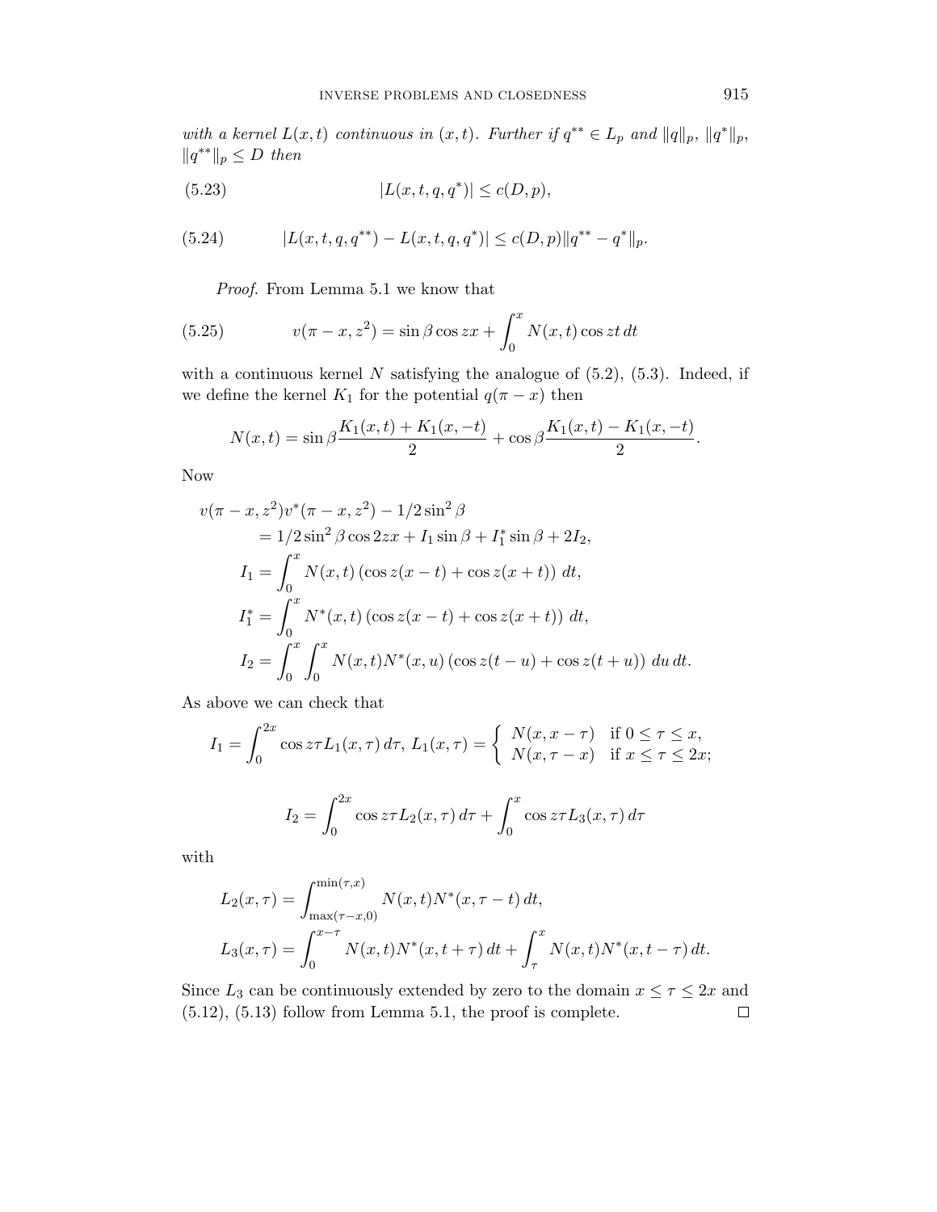*with a kernel $L(x,t)$ continuous in $(x,t)$. Further if $q^{**} \in L_p$ and $\|q\|_p$, $\|q^*\|_p$, $\|q^{**}\|_p \le D$ then*

$$|L(x,t,q,q^*)| \le c(D,p), \tag{5.23}$$

$$|L(x,t,q,q^{**}) - L(x,t,q,q^*)| \le c(D,p)\|q^{**} - q^*\|_p. \tag{5.24}$$

*Proof.* From Lemma 5.1 we know that

$$v(\pi - x, z^2) = \sin\beta \cos zx + \int_0^x N(x,t)\cos zt\,dt \tag{5.25}$$

with a continuous kernel $N$ satisfying the analogue of (5.2), (5.3). Indeed, if we define the kernel $K_1$ for the potential $q(\pi - x)$ then

$$N(x,t) = \sin\beta \frac{K_1(x,t) + K_1(x,-t)}{2} + \cos\beta \frac{K_1(x,t) - K_1(x,-t)}{2}.$$

Now

$$\begin{aligned}
v(\pi - x, z^2)&v^*(\pi - x, z^2) - 1/2\sin^2\beta \\
&= 1/2\sin^2\beta\cos 2zx + I_1\sin\beta + I_1^*\sin\beta + 2I_2, \\
I_1 &= \int_0^x N(x,t)\left(\cos z(x-t) + \cos z(x+t)\right)\,dt, \\
I_1^* &= \int_0^x N^*(x,t)\left(\cos z(x-t) + \cos z(x+t)\right)\,dt, \\
I_2 &= \int_0^x \int_0^x N(x,t)N^*(x,u)\left(\cos z(t-u) + \cos z(t+u)\right)\,du\,dt.
\end{aligned}$$

As above we can check that

$$I_1 = \int_0^{2x} \cos z\tau L_1(x,\tau)\,d\tau,\ L_1(x,\tau) = \begin{cases} N(x, x-\tau) & \text{if } 0 \le \tau \le x, \\ N(x, \tau - x) & \text{if } x \le \tau \le 2x; \end{cases}$$

$$I_2 = \int_0^{2x} \cos z\tau L_2(x,\tau)\,d\tau + \int_0^x \cos z\tau L_3(x,\tau)\,d\tau$$

with

$$\begin{aligned}
L_2(x,\tau) &= \int_{\max(\tau - x, 0)}^{\min(\tau, x)} N(x,t)N^*(x, \tau - t)\,dt, \\
L_3(x,\tau) &= \int_0^{x-\tau} N(x,t)N^*(x, t+\tau)\,dt + \int_\tau^x N(x,t)N^*(x, t-\tau)\,dt.
\end{aligned}$$

Since $L_3$ can be continuously extended by zero to the domain $x \le \tau \le 2x$ and (5.12), (5.13) follow from Lemma 5.1, the proof is complete. $\square$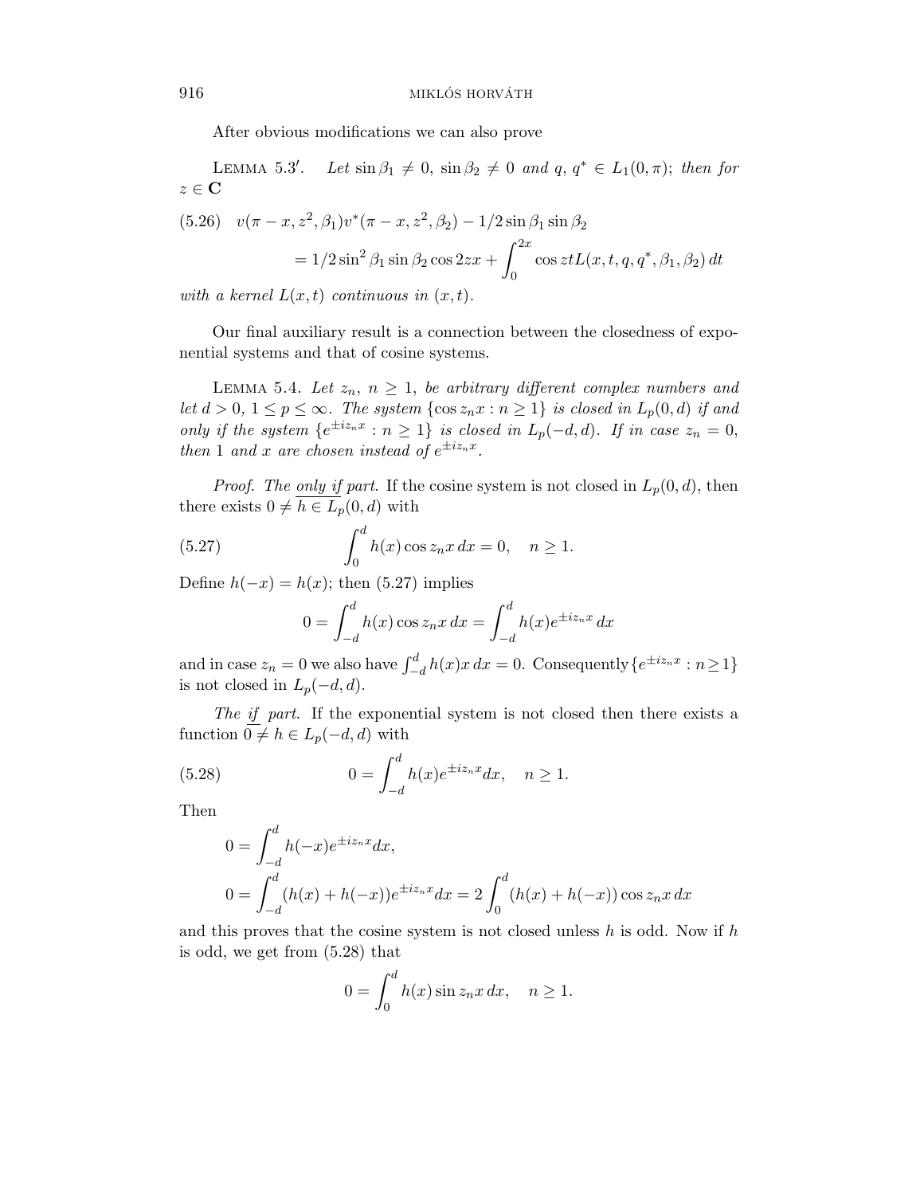After obvious modifications we can also prove

LEMMA 5.3′. *Let* $\sin\beta_1 \neq 0$, $\sin\beta_2 \neq 0$ *and* $q, q^* \in L_1(0,\pi)$; *then for* $z \in \mathbf{C}$

$$
\begin{aligned}
(5.26)\quad & v(\pi - x, z^2, \beta_1)v^*(\pi - x, z^2, \beta_2) - 1/2 \sin\beta_1 \sin\beta_2 \\
&= 1/2 \sin^2\beta_1 \sin\beta_2 \cos 2zx + \int_0^{2x} \cos zt L(x, t, q, q^*, \beta_1, \beta_2)\, dt
\end{aligned}
$$

*with a kernel* $L(x,t)$ *continuous in* $(x,t)$.

Our final auxiliary result is a connection between the closedness of exponential systems and that of cosine systems.

LEMMA 5.4. *Let* $z_n$, $n \geq 1$, *be arbitrary different complex numbers and let* $d > 0$, $1 \leq p \leq \infty$. *The system* $\{\cos z_n x : n \geq 1\}$ *is closed in* $L_p(0,d)$ *if and only if the system* $\{e^{\pm i z_n x} : n \geq 1\}$ *is closed in* $L_p(-d,d)$. *If in case* $z_n = 0$, *then* 1 *and* $x$ *are chosen instead of* $e^{\pm i z_n x}$.

*Proof. The only if part.* If the cosine system is not closed in $L_p(0,d)$, then there exists $0 \neq h \in L_p(0,d)$ with

$$
(5.27)\qquad \int_0^d h(x)\cos z_n x\, dx = 0, \quad n \geq 1.
$$

Define $h(-x) = h(x)$; then (5.27) implies

$$
0 = \int_{-d}^{d} h(x)\cos z_n x\, dx = \int_{-d}^{d} h(x) e^{\pm i z_n x}\, dx
$$

and in case $z_n = 0$ we also have $\int_{-d}^{d} h(x) x\, dx = 0$. Consequently $\{e^{\pm i z_n x} : n \geq 1\}$ is not closed in $L_p(-d,d)$.

*The if part.* If the exponential system is not closed then there exists a function $0 \neq h \in L_p(-d,d)$ with

$$
(5.28)\qquad 0 = \int_{-d}^{d} h(x) e^{\pm i z_n x} dx, \quad n \geq 1.
$$

Then

$$
\begin{aligned}
0 &= \int_{-d}^{d} h(-x) e^{\pm i z_n x} dx, \\
0 &= \int_{-d}^{d} (h(x) + h(-x)) e^{\pm i z_n x} dx = 2\int_0^d (h(x) + h(-x)) \cos z_n x\, dx
\end{aligned}
$$

and this proves that the cosine system is not closed unless $h$ is odd. Now if $h$ is odd, we get from (5.28) that

$$
0 = \int_0^d h(x)\sin z_n x\, dx, \quad n \geq 1.
$$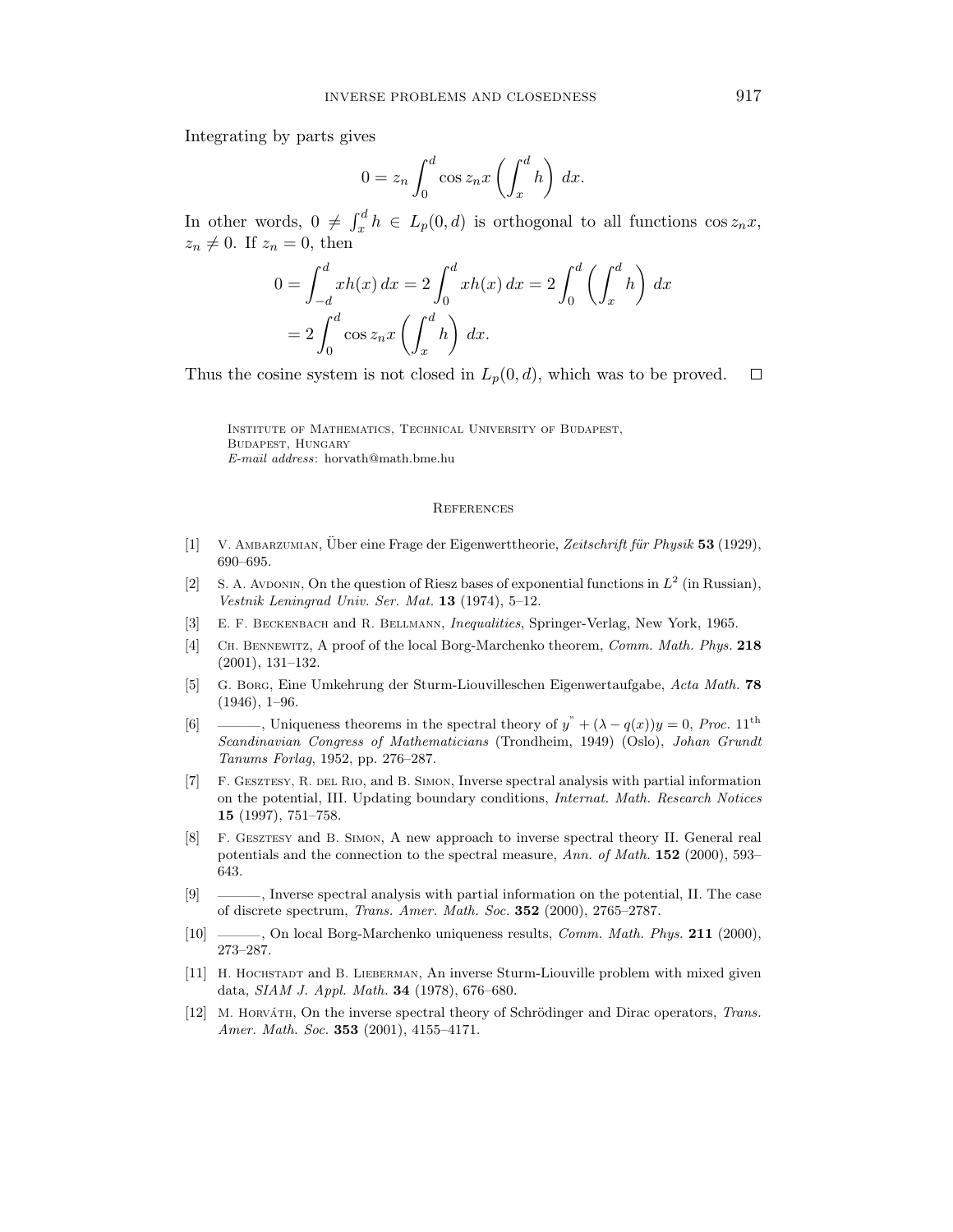Integrating by parts gives

$$0 = z_n \int_0^d \cos z_n x \left( \int_x^d h \right) \, dx.$$

In other words, $0 \neq \int_x^d h \in L_p(0,d)$ is orthogonal to all functions $\cos z_n x$, $z_n \neq 0$. If $z_n = 0$, then

$$\begin{aligned} 0 &= \int_{-d}^d x h(x) \, dx = 2 \int_0^d x h(x) \, dx = 2 \int_0^d \left( \int_x^d h \right) \, dx \\ &= 2 \int_0^d \cos z_n x \left( \int_x^d h \right) \, dx. \end{aligned}$$

Thus the cosine system is not closed in $L_p(0,d)$, which was to be proved. □

Institute of Mathematics, Technical University of Budapest,
Budapest, Hungary
*E-mail address*: horvath@math.bme.hu

## References

[1] V. Ambarzumian, Über eine Frage der Eigenwerttheorie, *Zeitschrift für Physik* **53** (1929), 690–695.

[2] S. A. Avdonin, On the question of Riesz bases of exponential functions in $L^2$ (in Russian), *Vestnik Leningrad Univ. Ser. Mat.* **13** (1974), 5–12.

[3] E. F. Beckenbach and R. Bellmann, *Inequalities*, Springer-Verlag, New York, 1965.

[4] Ch. Bennewitz, A proof of the local Borg-Marchenko theorem, *Comm. Math. Phys.* **218** (2001), 131–132.

[5] G. Borg, Eine Umkehrung der Sturm-Liouvilleschen Eigenwertaufgabe, *Acta Math.* **78** (1946), 1–96.

[6] ———, Uniqueness theorems in the spectral theory of $y'' + (\lambda - q(x))y = 0$, *Proc.* 11th *Scandinavian Congress of Mathematicians* (Trondheim, 1949) (Oslo), *Johan Grundt Tanums Forlag*, 1952, pp. 276–287.

[7] F. Gesztesy, R. del Rio, and B. Simon, Inverse spectral analysis with partial information on the potential, III. Updating boundary conditions, *Internat. Math. Research Notices* **15** (1997), 751–758.

[8] F. Gesztesy and B. Simon, A new approach to inverse spectral theory II. General real potentials and the connection to the spectral measure, *Ann. of Math.* **152** (2000), 593–643.

[9] ———, Inverse spectral analysis with partial information on the potential, II. The case of discrete spectrum, *Trans. Amer. Math. Soc.* **352** (2000), 2765–2787.

[10] ———, On local Borg-Marchenko uniqueness results, *Comm. Math. Phys.* **211** (2000), 273–287.

[11] H. Hochstadt and B. Lieberman, An inverse Sturm-Liouville problem with mixed given data, *SIAM J. Appl. Math.* **34** (1978), 676–680.

[12] M. Horváth, On the inverse spectral theory of Schrödinger and Dirac operators, *Trans. Amer. Math. Soc.* **353** (2001), 4155–4171.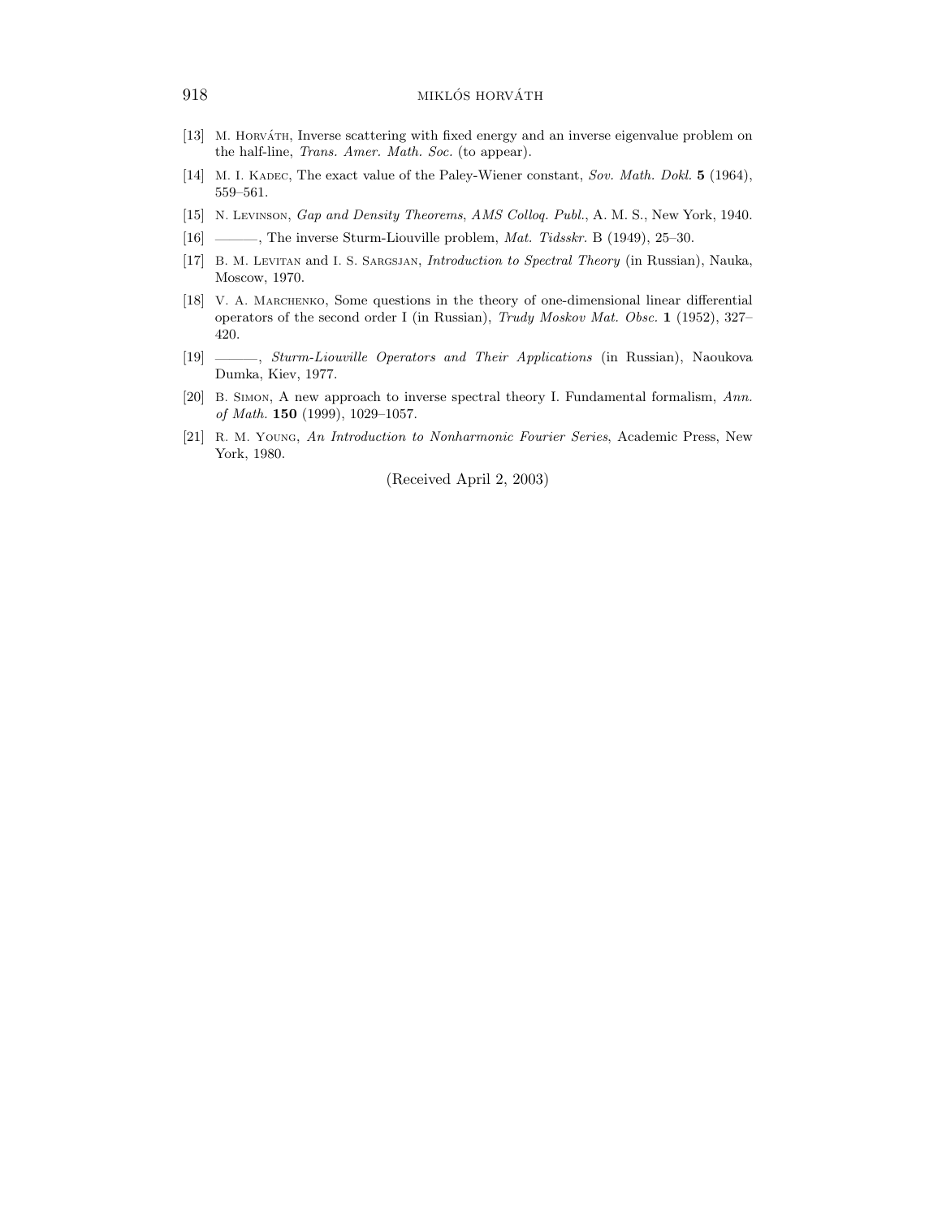[13] M. Horváth, Inverse scattering with fixed energy and an inverse eigenvalue problem on the half-line, *Trans. Amer. Math. Soc.* (to appear).

[14] M. I. Kadec, The exact value of the Paley-Wiener constant, *Sov. Math. Dokl.* **5** (1964), 559–561.

[15] N. Levinson, *Gap and Density Theorems*, *AMS Colloq. Publ.*, A. M. S., New York, 1940.

[16] ———, The inverse Sturm-Liouville problem, *Mat. Tidsskr.* B (1949), 25–30.

[17] B. M. Levitan and I. S. Sargsjan, *Introduction to Spectral Theory* (in Russian), Nauka, Moscow, 1970.

[18] V. A. Marchenko, Some questions in the theory of one-dimensional linear differential operators of the second order I (in Russian), *Trudy Moskov Mat. Obsc.* **1** (1952), 327–420.

[19] ———, *Sturm-Liouville Operators and Their Applications* (in Russian), Naoukova Dumka, Kiev, 1977.

[20] B. Simon, A new approach to inverse spectral theory I. Fundamental formalism, *Ann. of Math.* **150** (1999), 1029–1057.

[21] R. M. Young, *An Introduction to Nonharmonic Fourier Series*, Academic Press, New York, 1980.

(Received April 2, 2003)